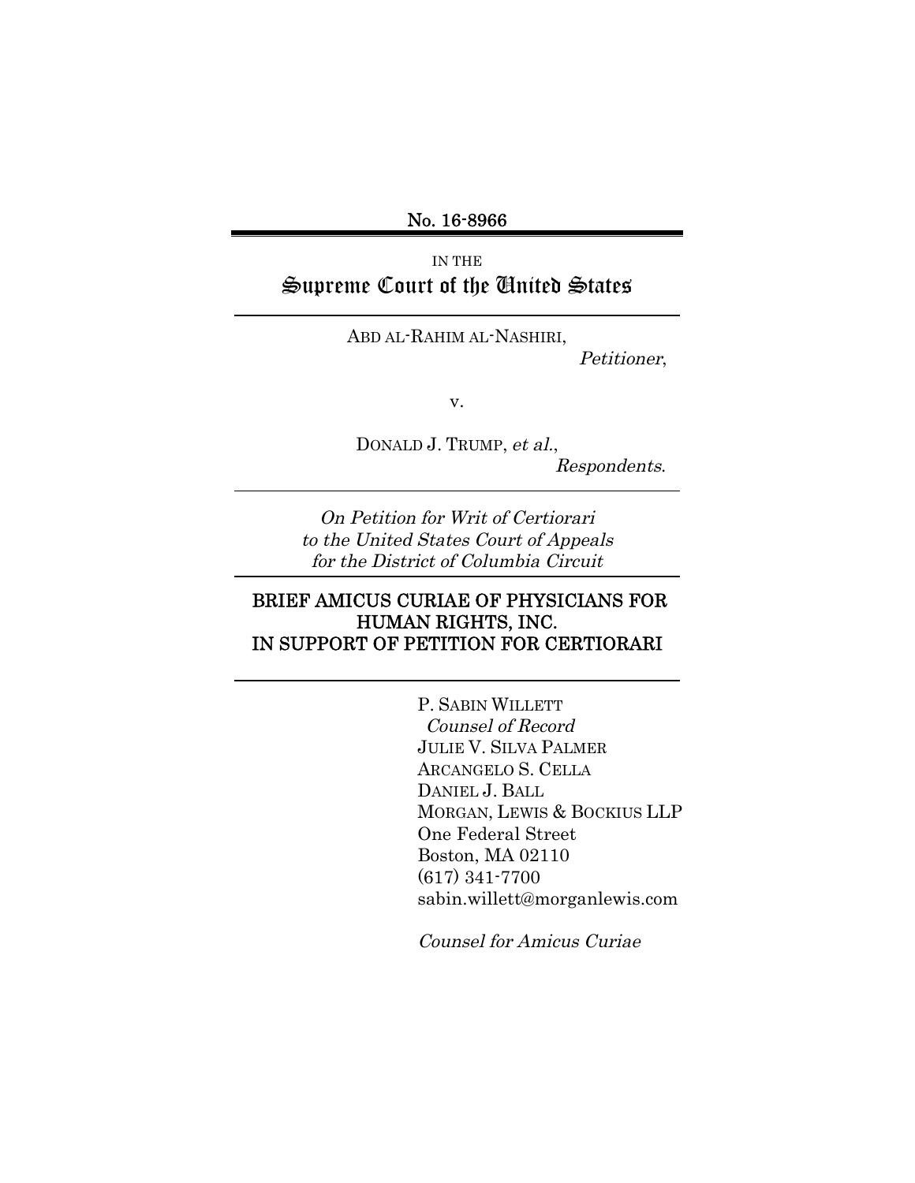No. 16-8966

IN THE
# Supreme Court of the United States

ABD AL-RAHIM AL-NASHIRI,
*Petitioner*,

v.

DONALD J. TRUMP, *et al.*,
*Respondents*.

*On Petition for Writ of Certiorari to the United States Court of Appeals for the District of Columbia Circuit*

## BRIEF AMICUS CURIAE OF PHYSICIANS FOR HUMAN RIGHTS, INC. IN SUPPORT OF PETITION FOR CERTIORARI

P. SABIN WILLETT
*Counsel of Record*
JULIE V. SILVA PALMER
ARCANGELO S. CELLA
DANIEL J. BALL
MORGAN, LEWIS & BOCKIUS LLP
One Federal Street
Boston, MA 02110
(617) 341-7700
sabin.willett@morganlewis.com

*Counsel for Amicus Curiae*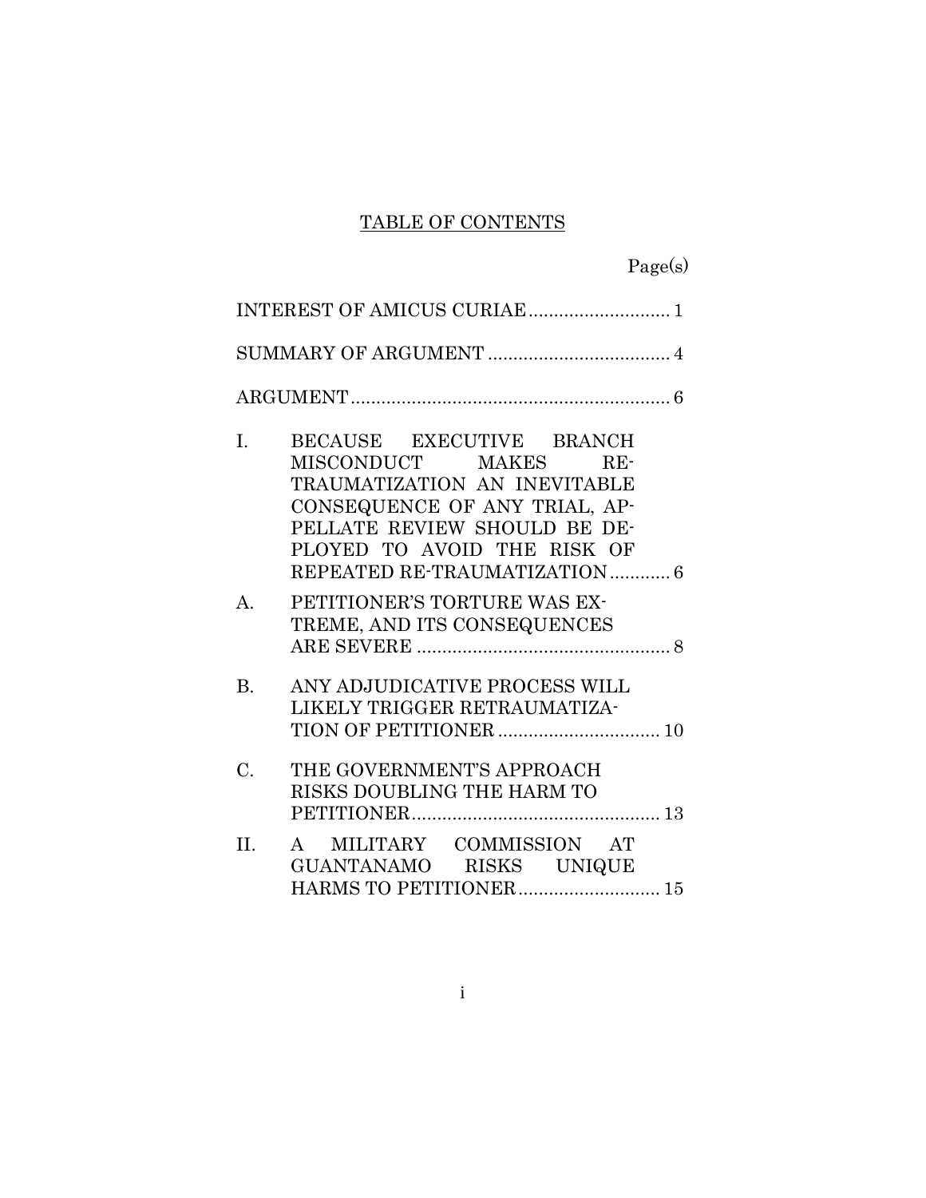# TABLE OF CONTENTS

| | Page(s) |
|---|---|
| INTEREST OF AMICUS CURIAE | 1 |
| SUMMARY OF ARGUMENT | 4 |
| ARGUMENT | 6 |
| I. BECAUSE EXECUTIVE BRANCH MISCONDUCT MAKES RE-TRAUMATIZATION AN INEVITABLE CONSEQUENCE OF ANY TRIAL, APPELLATE REVIEW SHOULD BE DEPLOYED TO AVOID THE RISK OF REPEATED RE-TRAUMATIZATION | 6 |
| A. PETITIONER'S TORTURE WAS EXTREME, AND ITS CONSEQUENCES ARE SEVERE | 8 |
| B. ANY ADJUDICATIVE PROCESS WILL LIKELY TRIGGER RETRAUMATIZATION OF PETITIONER | 10 |
| C. THE GOVERNMENT'S APPROACH RISKS DOUBLING THE HARM TO PETITIONER | 13 |
| II. A MILITARY COMMISSION AT GUANTANAMO RISKS UNIQUE HARMS TO PETITIONER | 15 |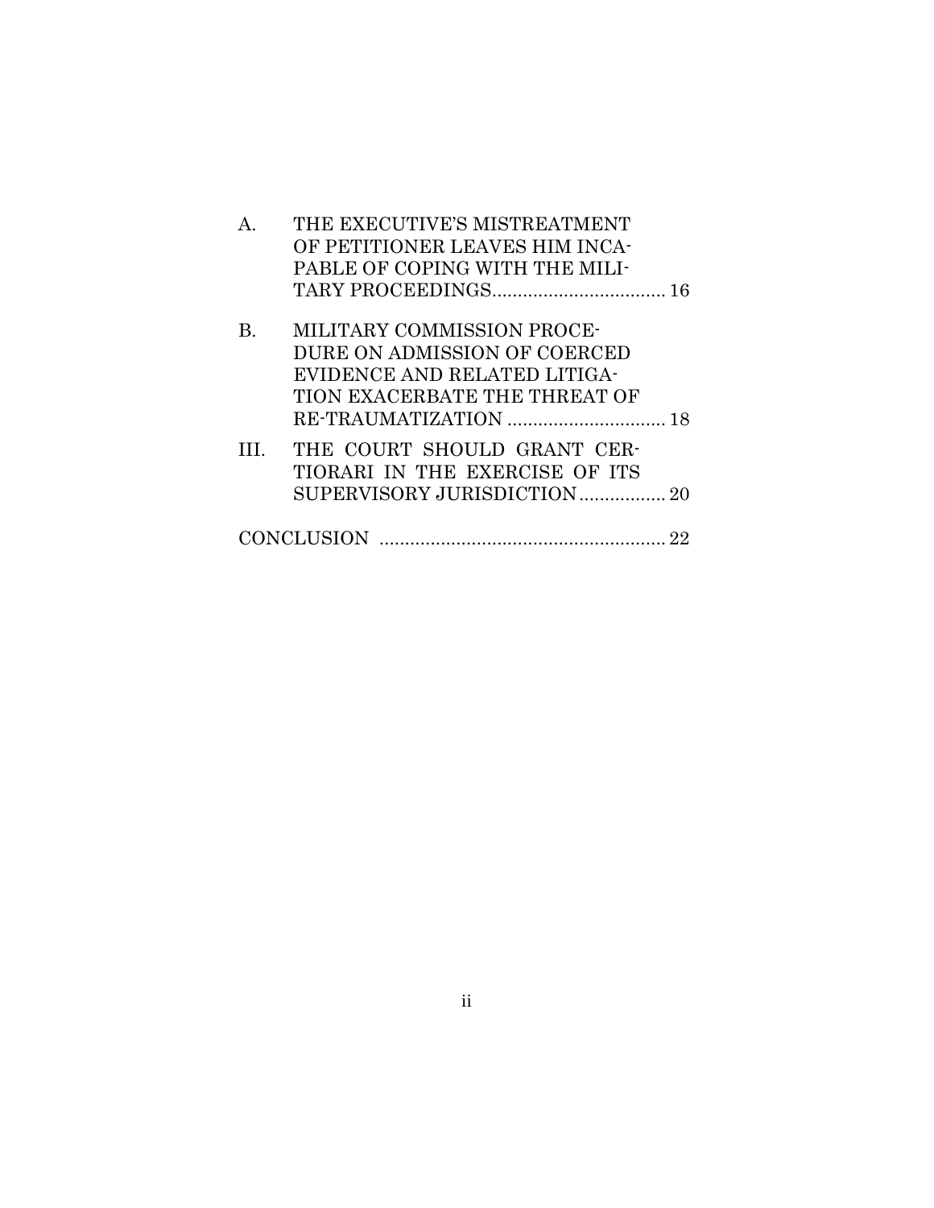A. THE EXECUTIVE'S MISTREATMENT OF PETITIONER LEAVES HIM INCAPABLE OF COPING WITH THE MILITARY PROCEEDINGS.................................. 16

B. MILITARY COMMISSION PROCEDURE ON ADMISSION OF COERCED EVIDENCE AND RELATED LITIGATION EXACERBATE THE THREAT OF RE-TRAUMATIZATION ............................... 18

III. THE COURT SHOULD GRANT CERTIORARI IN THE EXERCISE OF ITS SUPERVISORY JURISDICTION................. 20

CONCLUSION ........................................................ 22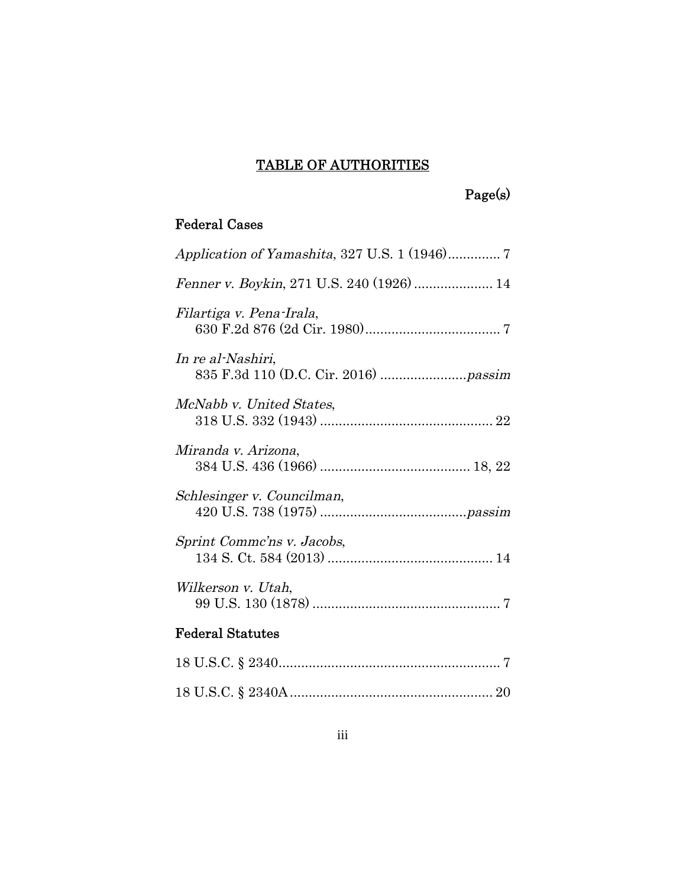# TABLE OF AUTHORITIES

Page(s)

### Federal Cases

*Application of Yamashita*, 327 U.S. 1 (1946) ............. 7

*Fenner v. Boykin*, 271 U.S. 240 (1926) .................... 14

*Filartiga v. Pena-Irala*,
630 F.2d 876 (2d Cir. 1980) .................................... 7

*In re al-Nashiri*,
835 F.3d 110 (D.C. Cir. 2016) ....................... *passim*

*McNabb v. United States*,
318 U.S. 332 (1943) .............................................. 22

*Miranda v. Arizona*,
384 U.S. 436 (1966) ........................................ 18, 22

*Schlesinger v. Councilman*,
420 U.S. 738 (1975) ....................................... *passim*

*Sprint Commc'ns v. Jacobs*,
134 S. Ct. 584 (2013) ............................................ 14

*Wilkerson v. Utah*,
99 U.S. 130 (1878) .................................................. 7

### Federal Statutes

18 U.S.C. § 2340 ........................................................... 7

18 U.S.C. § 2340A ...................................................... 20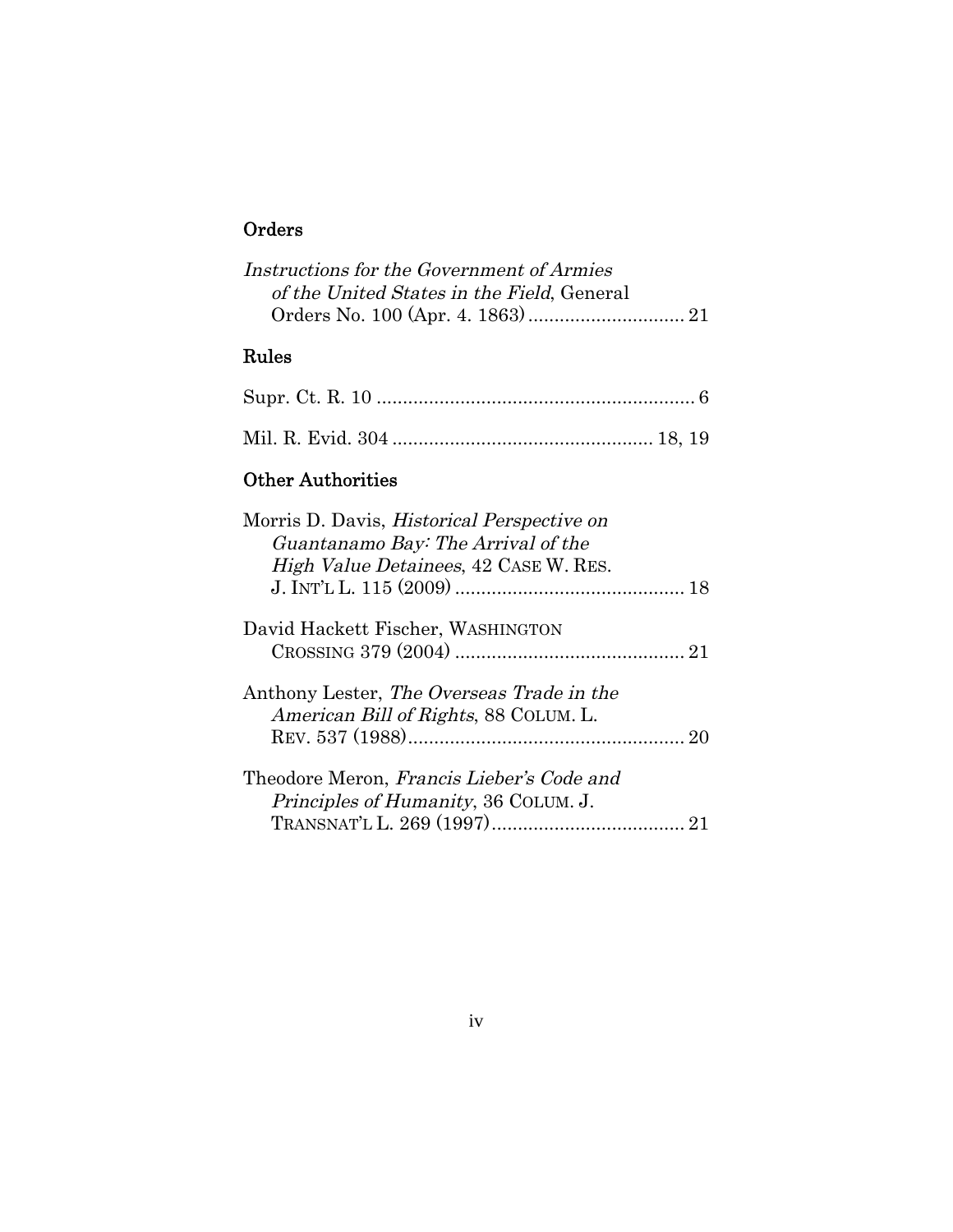## Orders

*Instructions for the Government of Armies of the United States in the Field*, General Orders No. 100 (Apr. 4. 1863) .............................. 21

## Rules

Supr. Ct. R. 10 ............................................................. 6

Mil. R. Evid. 304 .................................................. 18, 19

## Other Authorities

Morris D. Davis, *Historical Perspective on Guantanamo Bay: The Arrival of the High Value Detainees*, 42 CASE W. RES. J. INT'L L. 115 (2009) ............................................ 18

David Hackett Fischer, WASHINGTON CROSSING 379 (2004) ............................................ 21

Anthony Lester, *The Overseas Trade in the American Bill of Rights*, 88 COLUM. L. REV. 537 (1988)..................................................... 20

Theodore Meron, *Francis Lieber's Code and Principles of Humanity*, 36 COLUM. J. TRANSNAT'L L. 269 (1997)..................................... 21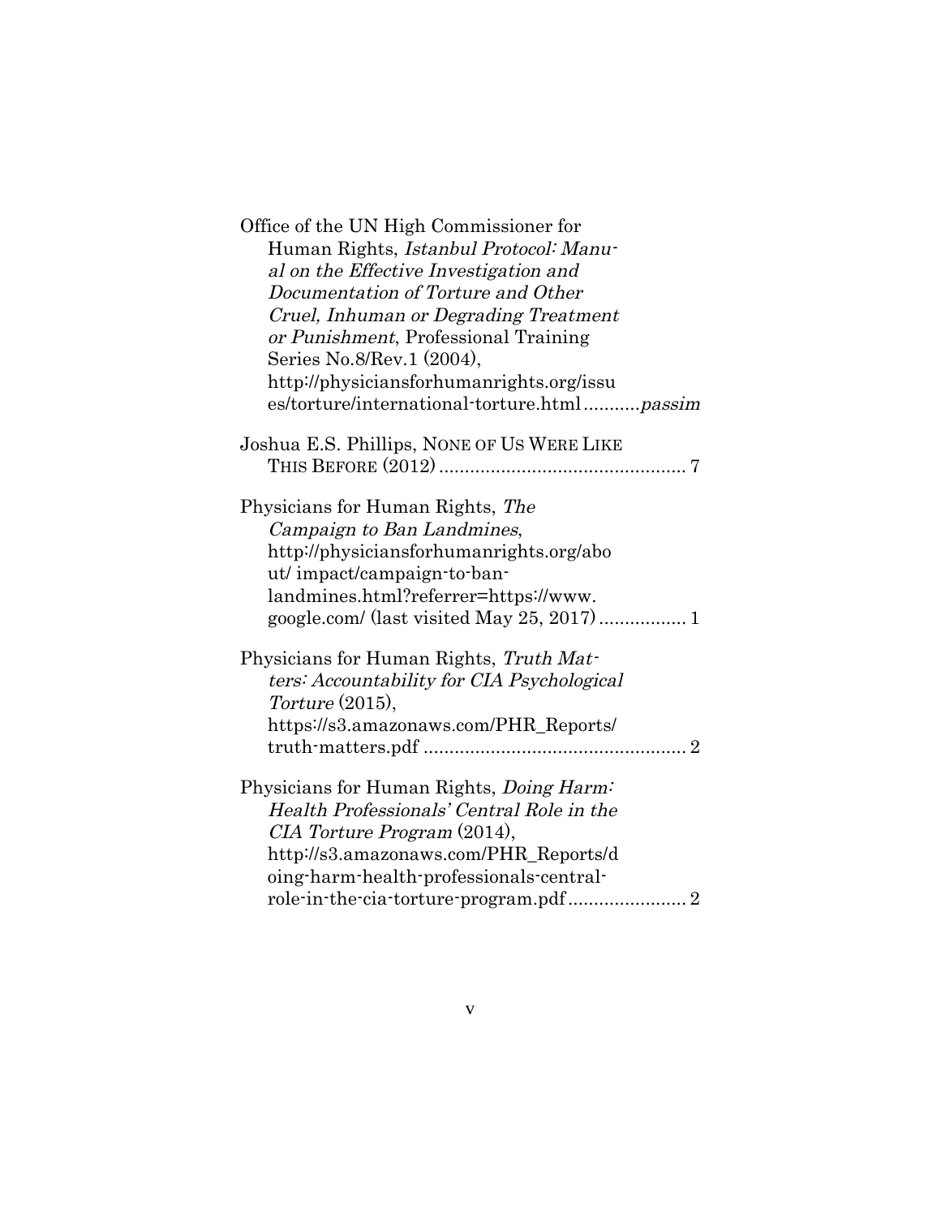Office of the UN High Commissioner for Human Rights, *Istanbul Protocol: Manual on the Effective Investigation and Documentation of Torture and Other Cruel, Inhuman or Degrading Treatment or Punishment*, Professional Training Series No.8/Rev.1 (2004), http://physiciansforhumanrights.org/issues/torture/international-torture.html ........... *passim*

Joshua E.S. Phillips, NONE OF US WERE LIKE THIS BEFORE (2012) ................................................ 7

Physicians for Human Rights, *The Campaign to Ban Landmines*, http://physiciansforhumanrights.org/about/ impact/campaign-to-ban-landmines.html?referrer=https://www.google.com/ (last visited May 25, 2017) ................. 1

Physicians for Human Rights, *Truth Matters: Accountability for CIA Psychological Torture* (2015), https://s3.amazonaws.com/PHR_Reports/truth-matters.pdf .................................................. 2

Physicians for Human Rights, *Doing Harm: Health Professionals' Central Role in the CIA Torture Program* (2014), http://s3.amazonaws.com/PHR_Reports/doing-harm-health-professionals-central-role-in-the-cia-torture-program.pdf ....................... 2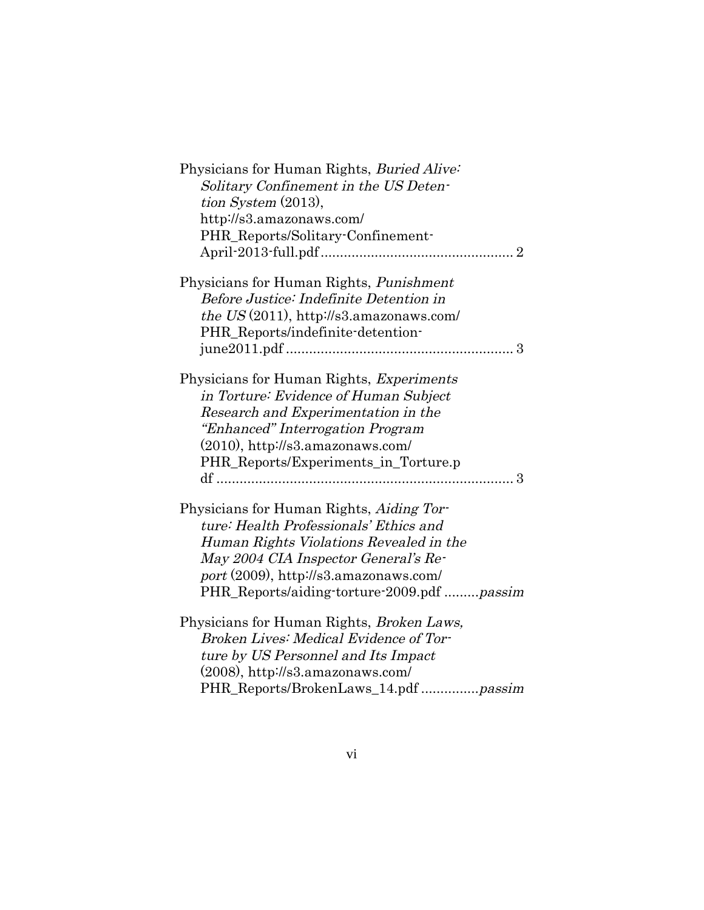Physicians for Human Rights, *Buried Alive: Solitary Confinement in the US Detention System* (2013), http://s3.amazonaws.com/PHR_Reports/Solitary-Confinement-April-2013-full.pdf .................................................. 2

Physicians for Human Rights, *Punishment Before Justice: Indefinite Detention in the US* (2011), http://s3.amazonaws.com/PHR_Reports/indefinite-detention-june2011.pdf .......................................................... 3

Physicians for Human Rights, *Experiments in Torture: Evidence of Human Subject Research and Experimentation in the "Enhanced" Interrogation Program* (2010), http://s3.amazonaws.com/PHR_Reports/Experiments_in_Torture.pdf ............................................................................ 3

Physicians for Human Rights, *Aiding Torture: Health Professionals' Ethics and Human Rights Violations Revealed in the May 2004 CIA Inspector General's Report* (2009), http://s3.amazonaws.com/PHR_Reports/aiding-torture-2009.pdf .........*passim*

Physicians for Human Rights, *Broken Laws, Broken Lives: Medical Evidence of Torture by US Personnel and Its Impact* (2008), http://s3.amazonaws.com/PHR_Reports/BrokenLaws_14.pdf ...............*passim*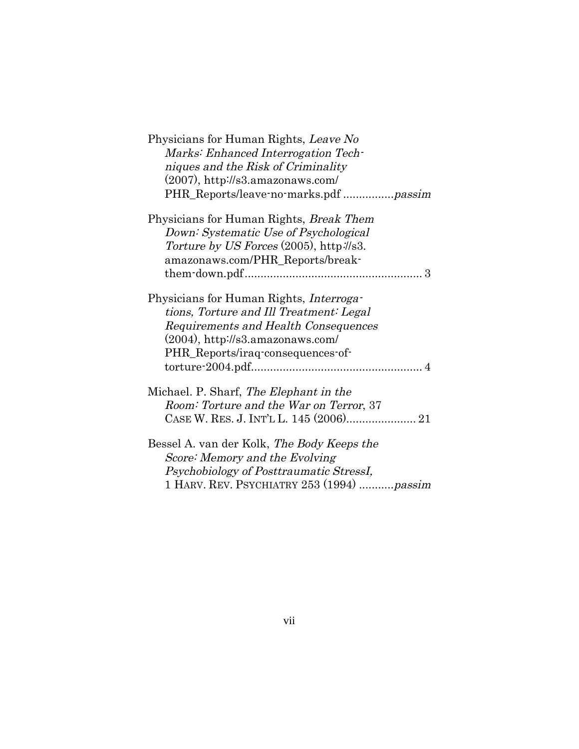Physicians for Human Rights, *Leave No Marks: Enhanced Interrogation Techniques and the Risk of Criminality* (2007), http://s3.amazonaws.com/PHR_Reports/leave-no-marks.pdf ................*passim*

Physicians for Human Rights, *Break Them Down: Systematic Use of Psychological Torture by US Forces* (2005), http://s3.amazonaws.com/PHR_Reports/break-them-down.pdf........................................................ 3

Physicians for Human Rights, *Interrogations, Torture and Ill Treatment: Legal Requirements and Health Consequences* (2004), http://s3.amazonaws.com/PHR_Reports/iraq-consequences-of-torture-2004.pdf...................................................... 4

Michael. P. Sharf, *The Elephant in the Room: Torture and the War on Terror*, 37 CASE W. RES. J. INT'L L. 145 (2006)...................... 21

Bessel A. van der Kolk, *The Body Keeps the Score: Memory and the Evolving Psychobiology of Posttraumatic StressI,* 1 HARV. REV. PSYCHIATRY 253 (1994) ...........*passim*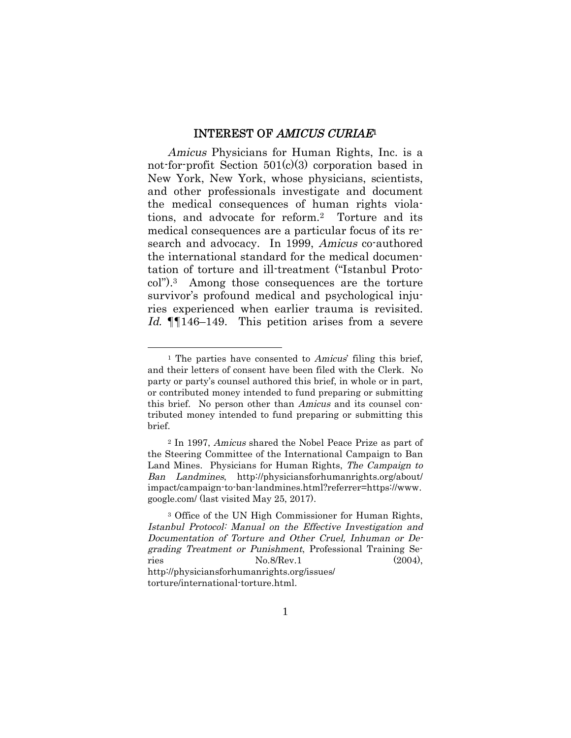## INTEREST OF *AMICUS CURIAE*[1]

*Amicus* Physicians for Human Rights, Inc. is a not-for-profit Section 501(c)(3) corporation based in New York, New York, whose physicians, scientists, and other professionals investigate and document the medical consequences of human rights violations, and advocate for reform.[2] Torture and its medical consequences are a particular focus of its research and advocacy. In 1999, *Amicus* co-authored the international standard for the medical documentation of torture and ill-treatment ("Istanbul Protocol").[3] Among those consequences are the torture survivor's profound medical and psychological injuries experienced when earlier trauma is revisited. *Id.* ¶¶146–149. This petition arises from a severe

---

[1] The parties have consented to *Amicus*' filing this brief, and their letters of consent have been filed with the Clerk. No party or party's counsel authored this brief, in whole or in part, or contributed money intended to fund preparing or submitting this brief. No person other than *Amicus* and its counsel contributed money intended to fund preparing or submitting this brief.

[2] In 1997, *Amicus* shared the Nobel Peace Prize as part of the Steering Committee of the International Campaign to Ban Land Mines. Physicians for Human Rights, *The Campaign to Ban Landmines*, http://physiciansforhumanrights.org/about/impact/campaign-to-ban-landmines.html?referrer=https://www.google.com/ (last visited May 25, 2017).

[3] Office of the UN High Commissioner for Human Rights, *Istanbul Protocol: Manual on the Effective Investigation and Documentation of Torture and Other Cruel, Inhuman or Degrading Treatment or Punishment*, Professional Training Series No.8/Rev.1 (2004), http://physiciansforhumanrights.org/issues/torture/international-torture.html.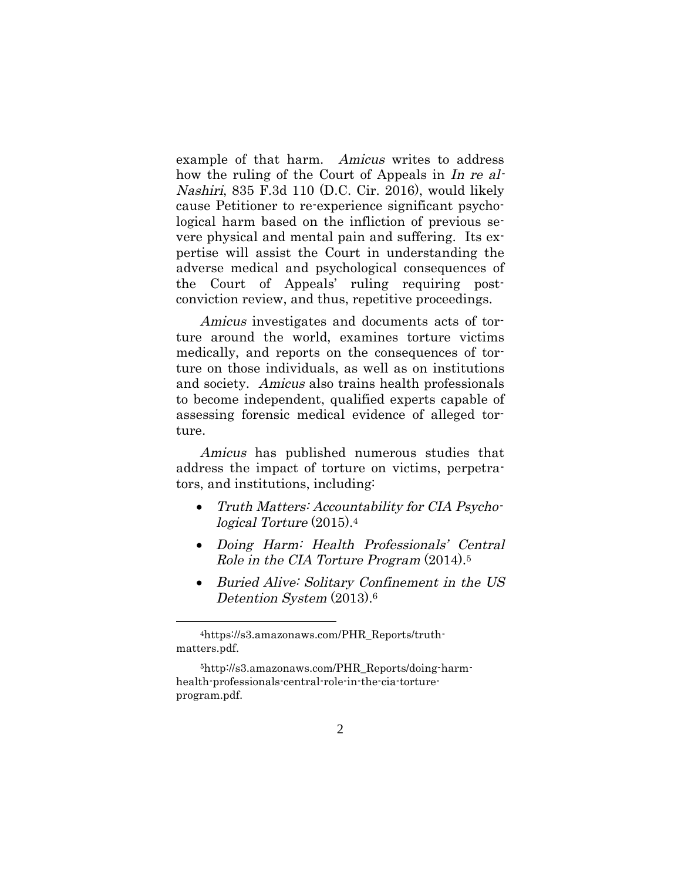example of that harm. *Amicus* writes to address how the ruling of the Court of Appeals in *In re al-Nashiri*, 835 F.3d 110 (D.C. Cir. 2016), would likely cause Petitioner to re-experience significant psychological harm based on the infliction of previous severe physical and mental pain and suffering. Its expertise will assist the Court in understanding the adverse medical and psychological consequences of the Court of Appeals' ruling requiring post-conviction review, and thus, repetitive proceedings.

*Amicus* investigates and documents acts of torture around the world, examines torture victims medically, and reports on the consequences of torture on those individuals, as well as on institutions and society. *Amicus* also trains health professionals to become independent, qualified experts capable of assessing forensic medical evidence of alleged torture.

*Amicus* has published numerous studies that address the impact of torture on victims, perpetrators, and institutions, including:

- *Truth Matters: Accountability for CIA Psychological Torture* (2015).[4]
- *Doing Harm: Health Professionals' Central Role in the CIA Torture Program* (2014).[5]
- *Buried Alive: Solitary Confinement in the US Detention System* (2013).[6]

---

[4] https://s3.amazonaws.com/PHR_Reports/truth-matters.pdf.

[5] http://s3.amazonaws.com/PHR_Reports/doing-harm-health-professionals-central-role-in-the-cia-torture-program.pdf.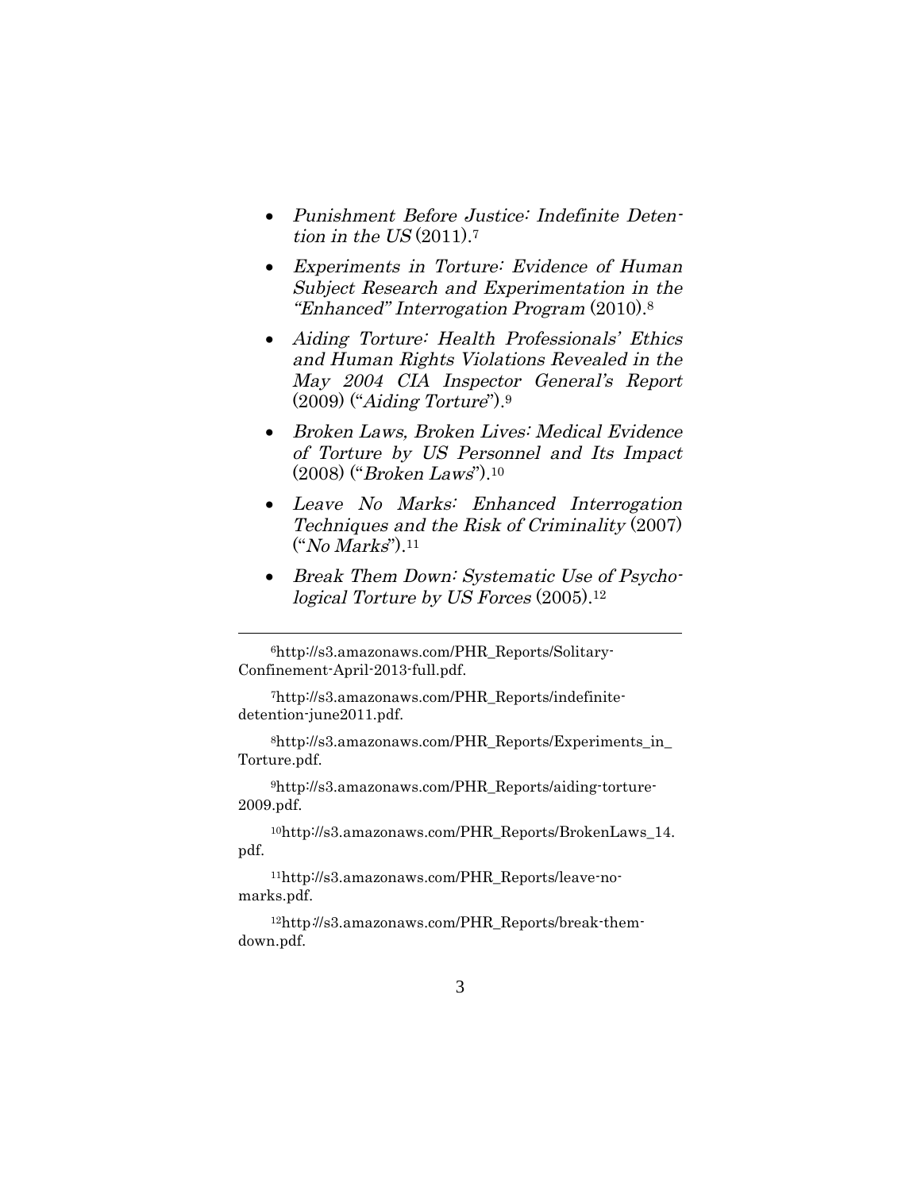- *Punishment Before Justice: Indefinite Detention in the US* (2011).[7]

- *Experiments in Torture: Evidence of Human Subject Research and Experimentation in the "Enhanced" Interrogation Program* (2010).[8]

- *Aiding Torture: Health Professionals' Ethics and Human Rights Violations Revealed in the May 2004 CIA Inspector General's Report* (2009) ("*Aiding Torture*").[9]

- *Broken Laws, Broken Lives: Medical Evidence of Torture by US Personnel and Its Impact* (2008) ("*Broken Laws*").[10]

- *Leave No Marks: Enhanced Interrogation Techniques and the Risk of Criminality* (2007) ("*No Marks*").[11]

- *Break Them Down: Systematic Use of Psychological Torture by US Forces* (2005).[12]

---

[6] http://s3.amazonaws.com/PHR_Reports/Solitary-Confinement-April-2013-full.pdf.

[7] http://s3.amazonaws.com/PHR_Reports/indefinite-detention-june2011.pdf.

[8] http://s3.amazonaws.com/PHR_Reports/Experiments_in_Torture.pdf.

[9] http://s3.amazonaws.com/PHR_Reports/aiding-torture-2009.pdf.

[10] http://s3.amazonaws.com/PHR_Reports/BrokenLaws_14.pdf.

[11] http://s3.amazonaws.com/PHR_Reports/leave-no-marks.pdf.

[12] http://s3.amazonaws.com/PHR_Reports/break-them-down.pdf.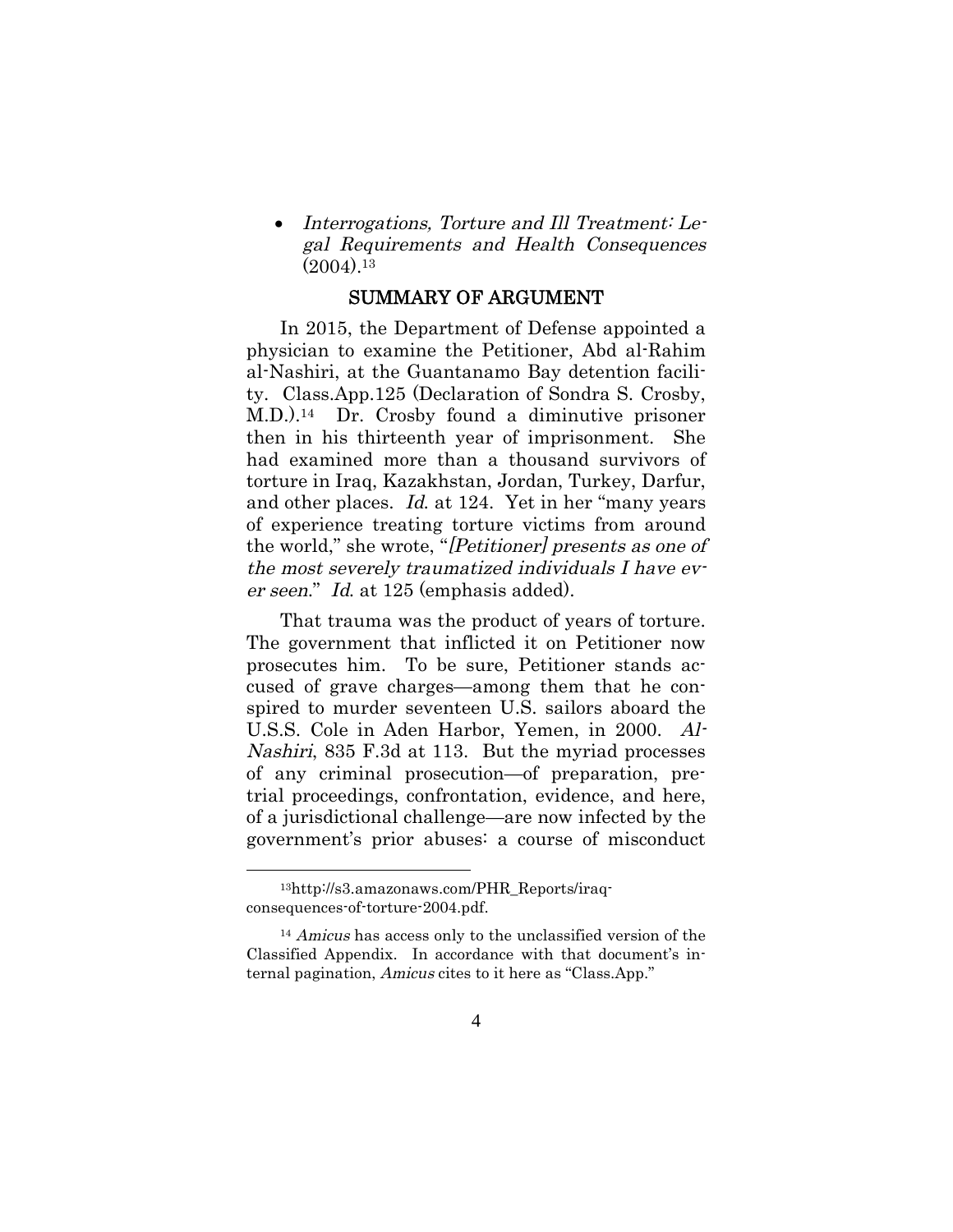- *Interrogations, Torture and Ill Treatment: Legal Requirements and Health Consequences* (2004).[13]

## SUMMARY OF ARGUMENT

In 2015, the Department of Defense appointed a physician to examine the Petitioner, Abd al-Rahim al-Nashiri, at the Guantanamo Bay detention facility. Class.App.125 (Declaration of Sondra S. Crosby, M.D.).[14] Dr. Crosby found a diminutive prisoner then in his thirteenth year of imprisonment. She had examined more than a thousand survivors of torture in Iraq, Kazakhstan, Jordan, Turkey, Darfur, and other places. *Id.* at 124. Yet in her "many years of experience treating torture victims from around the world," she wrote, "*[Petitioner] presents as one of the most severely traumatized individuals I have ever seen*." *Id.* at 125 (emphasis added).

That trauma was the product of years of torture. The government that inflicted it on Petitioner now prosecutes him. To be sure, Petitioner stands accused of grave charges—among them that he conspired to murder seventeen U.S. sailors aboard the U.S.S. Cole in Aden Harbor, Yemen, in 2000. *Al-Nashiri*, 835 F.3d at 113. But the myriad processes of any criminal prosecution—of preparation, pretrial proceedings, confrontation, evidence, and here, of a jurisdictional challenge—are now infected by the government's prior abuses: a course of misconduct

---

[13] http://s3.amazonaws.com/PHR_Reports/iraq-consequences-of-torture-2004.pdf.

[14] *Amicus* has access only to the unclassified version of the Classified Appendix. In accordance with that document's internal pagination, *Amicus* cites to it here as "Class.App."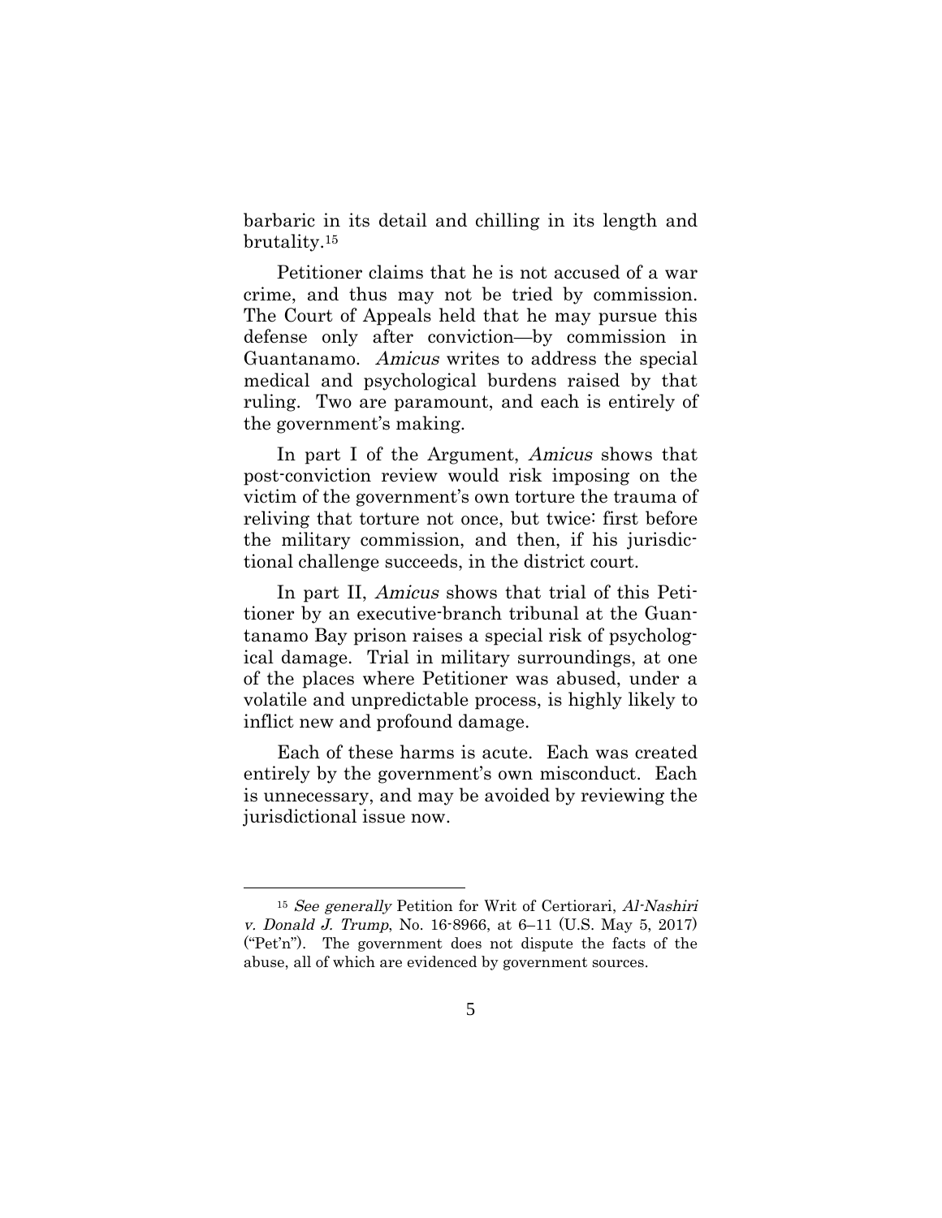barbaric in its detail and chilling in its length and brutality.[15]

Petitioner claims that he is not accused of a war crime, and thus may not be tried by commission. The Court of Appeals held that he may pursue this defense only after conviction—by commission in Guantanamo. *Amicus* writes to address the special medical and psychological burdens raised by that ruling. Two are paramount, and each is entirely of the government's making.

In part I of the Argument, *Amicus* shows that post-conviction review would risk imposing on the victim of the government's own torture the trauma of reliving that torture not once, but twice: first before the military commission, and then, if his jurisdictional challenge succeeds, in the district court.

In part II, *Amicus* shows that trial of this Petitioner by an executive-branch tribunal at the Guantanamo Bay prison raises a special risk of psychological damage. Trial in military surroundings, at one of the places where Petitioner was abused, under a volatile and unpredictable process, is highly likely to inflict new and profound damage.

Each of these harms is acute. Each was created entirely by the government's own misconduct. Each is unnecessary, and may be avoided by reviewing the jurisdictional issue now.

---

[15] *See generally* Petition for Writ of Certiorari, *Al-Nashiri v. Donald J. Trump*, No. 16-8966, at 6–11 (U.S. May 5, 2017) ("Pet'n"). The government does not dispute the facts of the abuse, all of which are evidenced by government sources.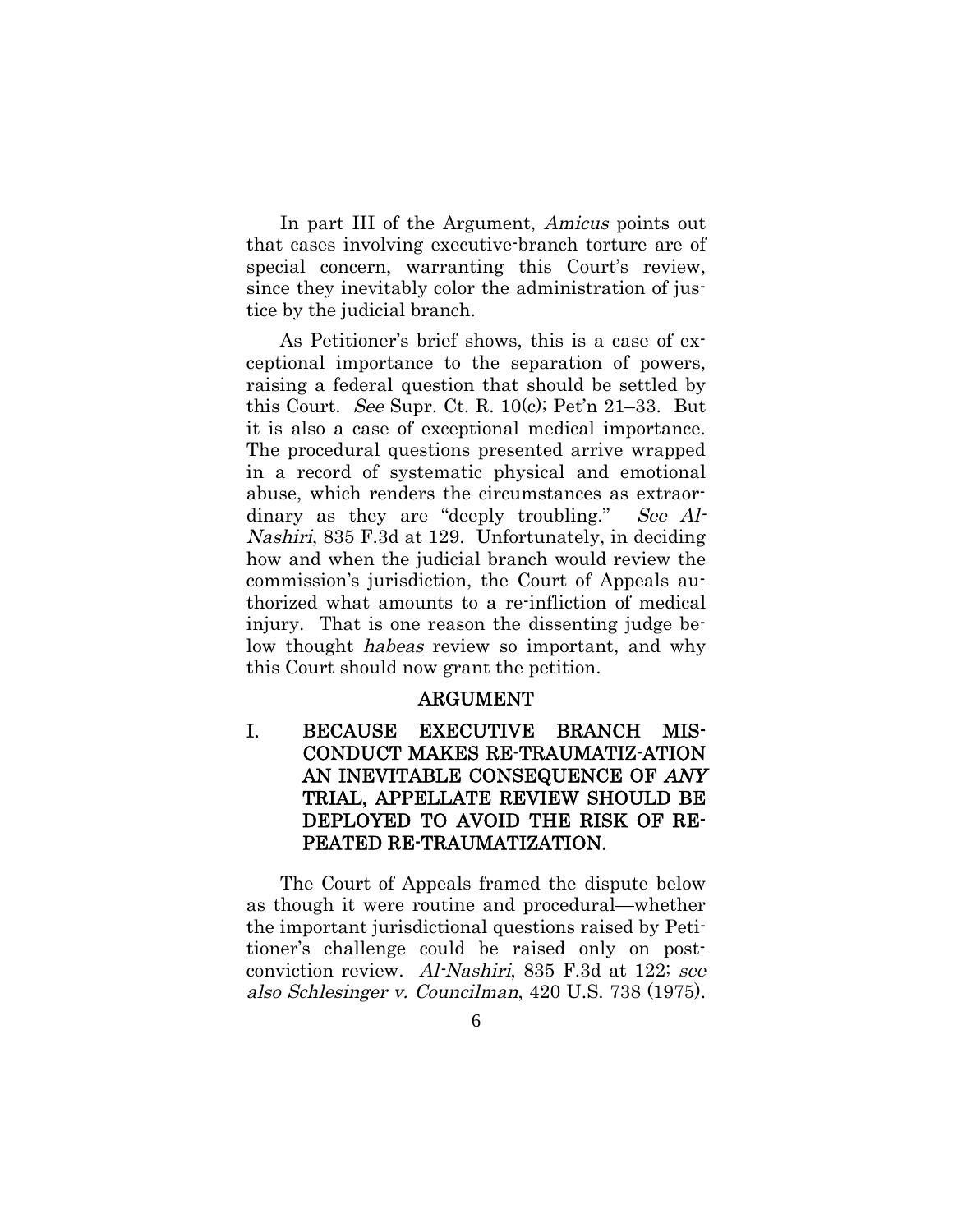In part III of the Argument, *Amicus* points out that cases involving executive-branch torture are of special concern, warranting this Court's review, since they inevitably color the administration of justice by the judicial branch.

As Petitioner's brief shows, this is a case of exceptional importance to the separation of powers, raising a federal question that should be settled by this Court. *See* Supr. Ct. R. 10(c); Pet'n 21–33. But it is also a case of exceptional medical importance. The procedural questions presented arrive wrapped in a record of systematic physical and emotional abuse, which renders the circumstances as extraordinary as they are "deeply troubling." *See Al-Nashiri*, 835 F.3d at 129. Unfortunately, in deciding how and when the judicial branch would review the commission's jurisdiction, the Court of Appeals authorized what amounts to a re-infliction of medical injury. That is one reason the dissenting judge below thought *habeas* review so important, and why this Court should now grant the petition.

## ARGUMENT

### I. BECAUSE EXECUTIVE BRANCH MISCONDUCT MAKES RE-TRAUMATIZ-ATION AN INEVITABLE CONSEQUENCE OF *ANY* TRIAL, APPELLATE REVIEW SHOULD BE DEPLOYED TO AVOID THE RISK OF REPEATED RE-TRAUMATIZATION.

The Court of Appeals framed the dispute below as though it were routine and procedural—whether the important jurisdictional questions raised by Petitioner's challenge could be raised only on post-conviction review. *Al-Nashiri*, 835 F.3d at 122; *see also Schlesinger v. Councilman*, 420 U.S. 738 (1975).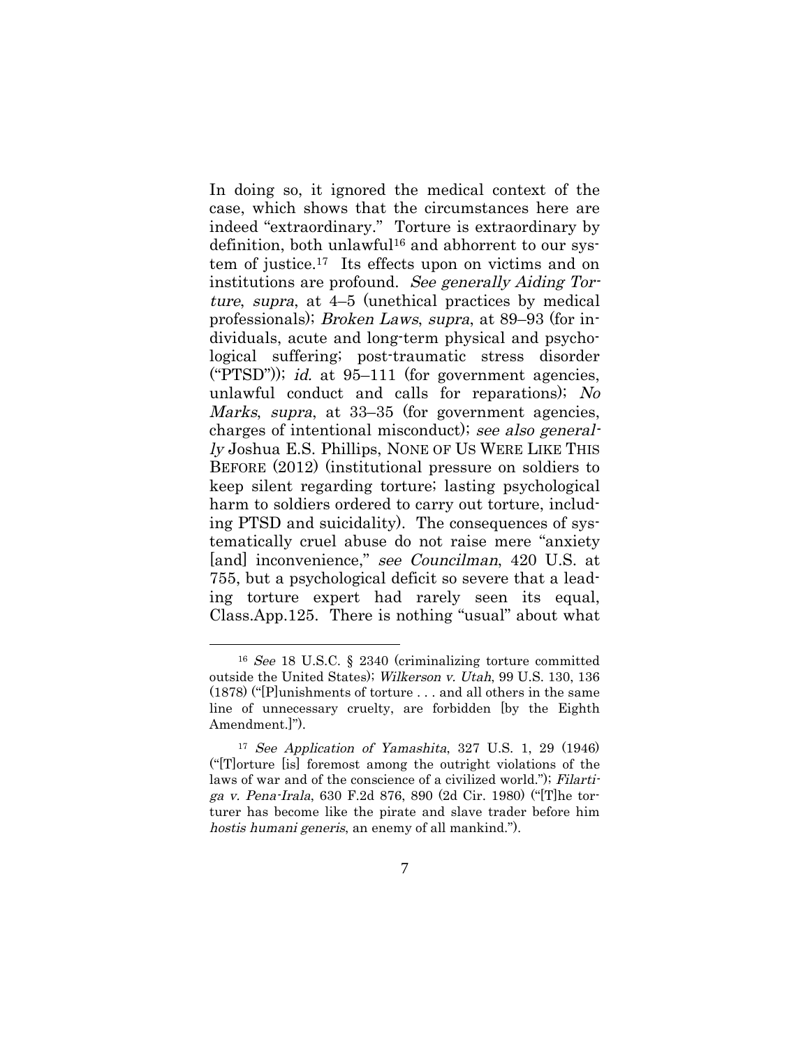In doing so, it ignored the medical context of the case, which shows that the circumstances here are indeed "extraordinary." Torture is extraordinary by definition, both unlawful[16] and abhorrent to our system of justice.[17] Its effects upon on victims and on institutions are profound. *See generally Aiding Torture*, *supra*, at 4–5 (unethical practices by medical professionals); *Broken Laws*, *supra*, at 89–93 (for individuals, acute and long-term physical and psychological suffering; post-traumatic stress disorder ("PTSD")); *id.* at 95–111 (for government agencies, unlawful conduct and calls for reparations); *No Marks*, *supra*, at 33–35 (for government agencies, charges of intentional misconduct); *see also generally* Joshua E.S. Phillips, NONE OF US WERE LIKE THIS BEFORE (2012) (institutional pressure on soldiers to keep silent regarding torture; lasting psychological harm to soldiers ordered to carry out torture, including PTSD and suicidality). The consequences of systematically cruel abuse do not raise mere "anxiety [and] inconvenience," *see Councilman*, 420 U.S. at 755, but a psychological deficit so severe that a leading torture expert had rarely seen its equal, Class.App.125. There is nothing "usual" about what

---

[16] *See* 18 U.S.C. § 2340 (criminalizing torture committed outside the United States); *Wilkerson v. Utah*, 99 U.S. 130, 136 (1878) ("[P]unishments of torture . . . and all others in the same line of unnecessary cruelty, are forbidden [by the Eighth Amendment.]").

[17] *See Application of Yamashita*, 327 U.S. 1, 29 (1946) ("[T]orture [is] foremost among the outright violations of the laws of war and of the conscience of a civilized world."); *Filartiga v. Pena-Irala*, 630 F.2d 876, 890 (2d Cir. 1980) ("[T]he torturer has become like the pirate and slave trader before him *hostis humani generis*, an enemy of all mankind.").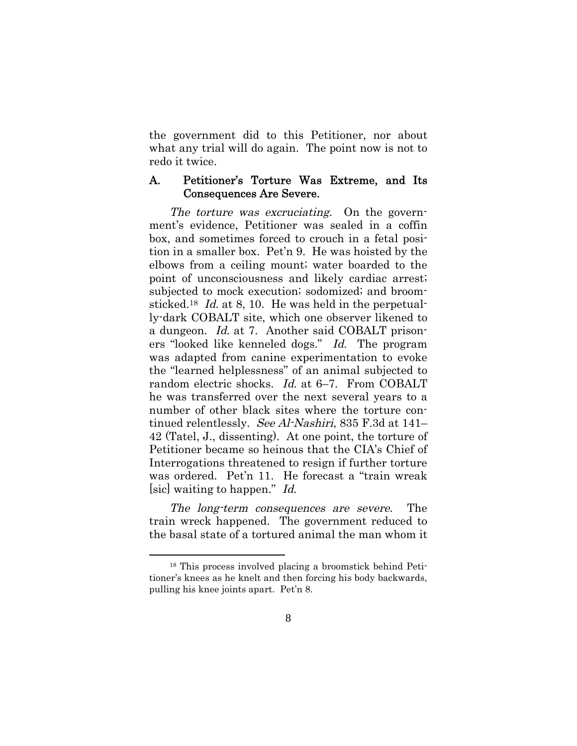the government did to this Petitioner, nor about what any trial will do again. The point now is not to redo it twice.

### A. Petitioner's Torture Was Extreme, and Its Consequences Are Severe.

*The torture was excruciating.* On the government's evidence, Petitioner was sealed in a coffin box, and sometimes forced to crouch in a fetal position in a smaller box. Pet'n 9. He was hoisted by the elbows from a ceiling mount; water boarded to the point of unconsciousness and likely cardiac arrest; subjected to mock execution; sodomized; and broomsticked.[18] *Id.* at 8, 10. He was held in the perpetually-dark COBALT site, which one observer likened to a dungeon. *Id.* at 7. Another said COBALT prisoners "looked like kenneled dogs." *Id.* The program was adapted from canine experimentation to evoke the "learned helplessness" of an animal subjected to random electric shocks. *Id.* at 6–7. From COBALT he was transferred over the next several years to a number of other black sites where the torture continued relentlessly. *See Al-Nashiri*, 835 F.3d at 141–42 (Tatel, J., dissenting). At one point, the torture of Petitioner became so heinous that the CIA's Chief of Interrogations threatened to resign if further torture was ordered. Pet'n 11. He forecast a "train wreak [sic] waiting to happen." *Id.*

*The long-term consequences are severe.* The train wreck happened. The government reduced to the basal state of a tortured animal the man whom it

[18] This process involved placing a broomstick behind Petitioner's knees as he knelt and then forcing his body backwards, pulling his knee joints apart. Pet'n 8.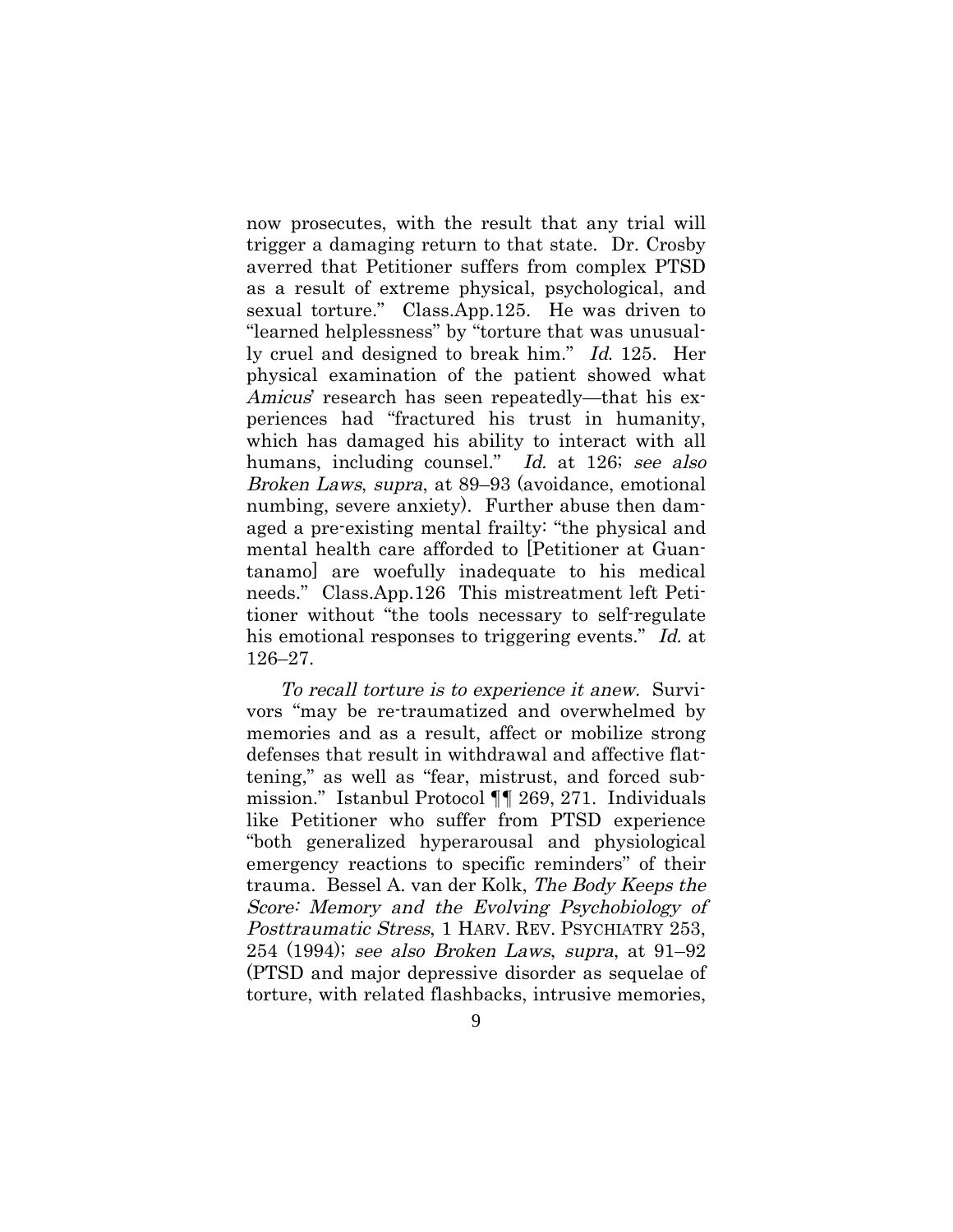now prosecutes, with the result that any trial will trigger a damaging return to that state. Dr. Crosby averred that Petitioner suffers from complex PTSD as a result of extreme physical, psychological, and sexual torture." Class.App.125. He was driven to "learned helplessness" by "torture that was unusually cruel and designed to break him." *Id.* 125. Her physical examination of the patient showed what *Amicus*' research has seen repeatedly—that his experiences had "fractured his trust in humanity, which has damaged his ability to interact with all humans, including counsel." *Id.* at 126; *see also Broken Laws*, *supra*, at 89–93 (avoidance, emotional numbing, severe anxiety). Further abuse then damaged a pre-existing mental frailty: "the physical and mental health care afforded to [Petitioner at Guantanamo] are woefully inadequate to his medical needs." Class.App.126 This mistreatment left Petitioner without "the tools necessary to self-regulate his emotional responses to triggering events." *Id.* at 126–27.

*To recall torture is to experience it anew.* Survivors "may be re-traumatized and overwhelmed by memories and as a result, affect or mobilize strong defenses that result in withdrawal and affective flattening," as well as "fear, mistrust, and forced submission." Istanbul Protocol ¶¶ 269, 271. Individuals like Petitioner who suffer from PTSD experience "both generalized hyperarousal and physiological emergency reactions to specific reminders" of their trauma. Bessel A. van der Kolk, *The Body Keeps the Score: Memory and the Evolving Psychobiology of Posttraumatic Stress*, 1 HARV. REV. PSYCHIATRY 253, 254 (1994); *see also Broken Laws*, *supra*, at 91–92 (PTSD and major depressive disorder as sequelae of torture, with related flashbacks, intrusive memories,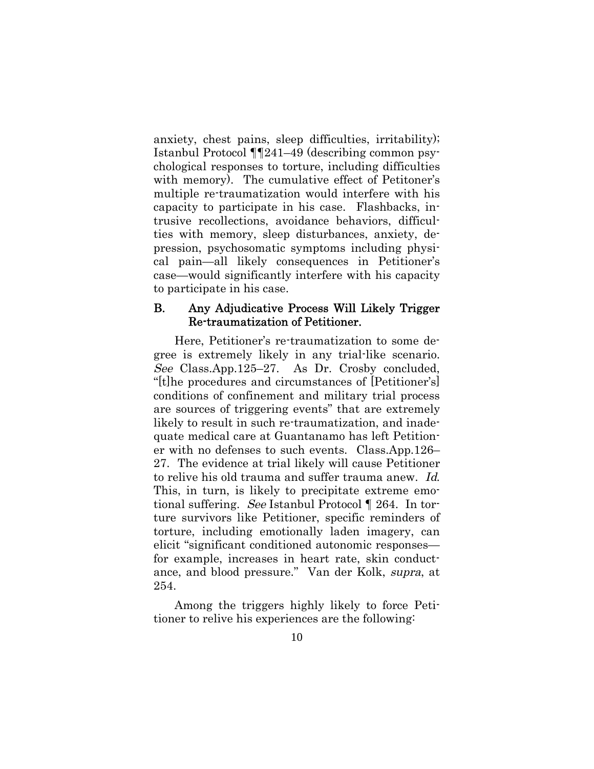anxiety, chest pains, sleep difficulties, irritability); Istanbul Protocol ¶¶241–49 (describing common psychological responses to torture, including difficulties with memory). The cumulative effect of Petitoner's multiple re-traumatization would interfere with his capacity to participate in his case. Flashbacks, intrusive recollections, avoidance behaviors, difficulties with memory, sleep disturbances, anxiety, depression, psychosomatic symptoms including physical pain—all likely consequences in Petitioner's case—would significantly interfere with his capacity to participate in his case.

### B. Any Adjudicative Process Will Likely Trigger Re-traumatization of Petitioner.

Here, Petitioner's re-traumatization to some degree is extremely likely in any trial-like scenario. *See* Class.App.125–27. As Dr. Crosby concluded, "[t]he procedures and circumstances of [Petitioner's] conditions of confinement and military trial process are sources of triggering events" that are extremely likely to result in such re-traumatization, and inadequate medical care at Guantanamo has left Petitioner with no defenses to such events. Class.App.126–27. The evidence at trial likely will cause Petitioner to relive his old trauma and suffer trauma anew. *Id.* This, in turn, is likely to precipitate extreme emotional suffering. *See* Istanbul Protocol ¶ 264. In torture survivors like Petitioner, specific reminders of torture, including emotionally laden imagery, can elicit "significant conditioned autonomic responses—for example, increases in heart rate, skin conductance, and blood pressure." Van der Kolk, *supra*, at 254.

Among the triggers highly likely to force Petitioner to relive his experiences are the following: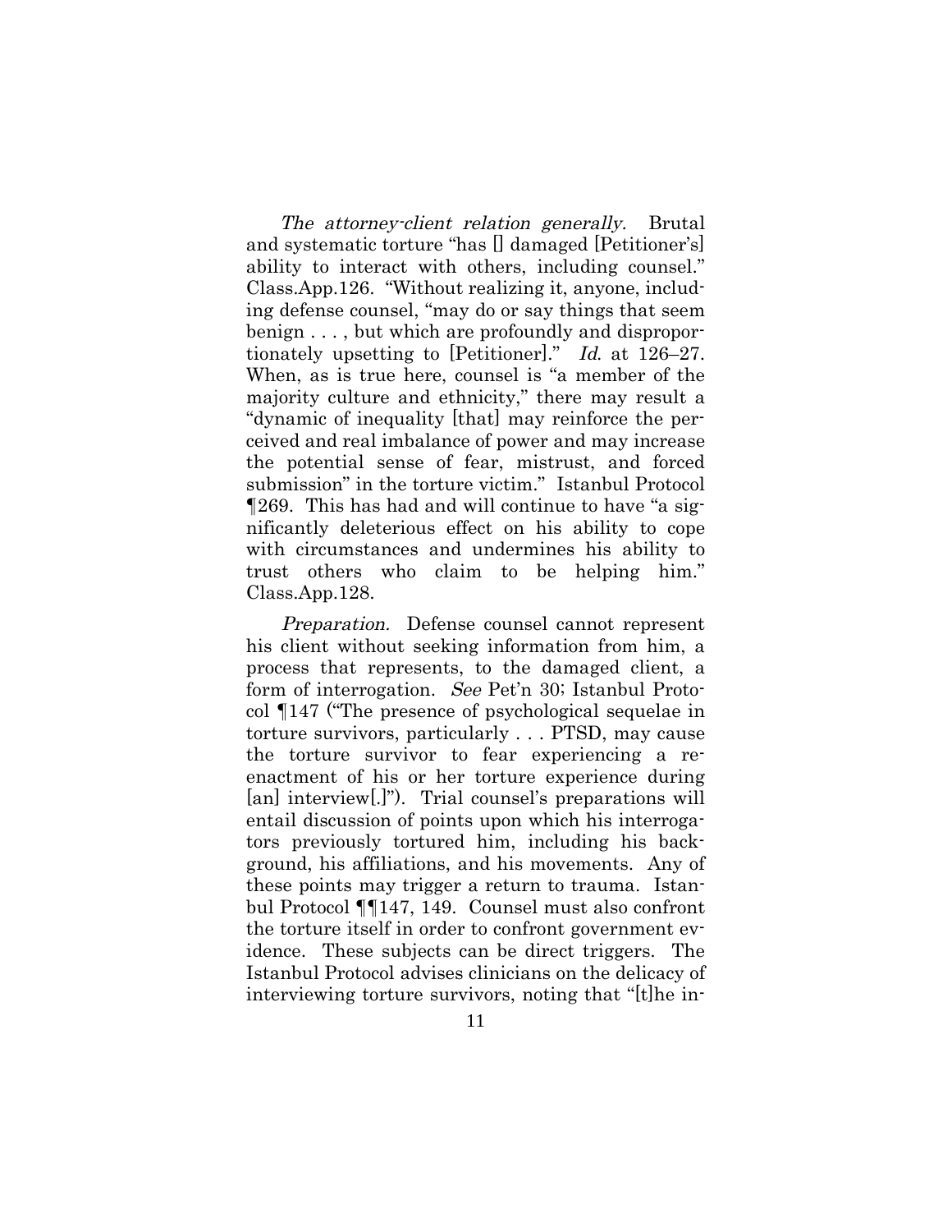*The attorney-client relation generally.* Brutal and systematic torture "has [] damaged [Petitioner's] ability to interact with others, including counsel." Class.App.126. "Without realizing it, anyone, including defense counsel, "may do or say things that seem benign . . . , but which are profoundly and disproportionately upsetting to [Petitioner]." *Id.* at 126–27. When, as is true here, counsel is "a member of the majority culture and ethnicity," there may result a "dynamic of inequality [that] may reinforce the perceived and real imbalance of power and may increase the potential sense of fear, mistrust, and forced submission" in the torture victim." Istanbul Protocol ¶269. This has had and will continue to have "a significantly deleterious effect on his ability to cope with circumstances and undermines his ability to trust others who claim to be helping him." Class.App.128.

*Preparation.* Defense counsel cannot represent his client without seeking information from him, a process that represents, to the damaged client, a form of interrogation. *See* Pet'n 30; Istanbul Protocol ¶147 ("The presence of psychological sequelae in torture survivors, particularly . . . PTSD, may cause the torture survivor to fear experiencing a re-enactment of his or her torture experience during [an] interview[.]"). Trial counsel's preparations will entail discussion of points upon which his interrogators previously tortured him, including his background, his affiliations, and his movements. Any of these points may trigger a return to trauma. Istanbul Protocol ¶¶147, 149. Counsel must also confront the torture itself in order to confront government evidence. These subjects can be direct triggers. The Istanbul Protocol advises clinicians on the delicacy of interviewing torture survivors, noting that "[t]he in-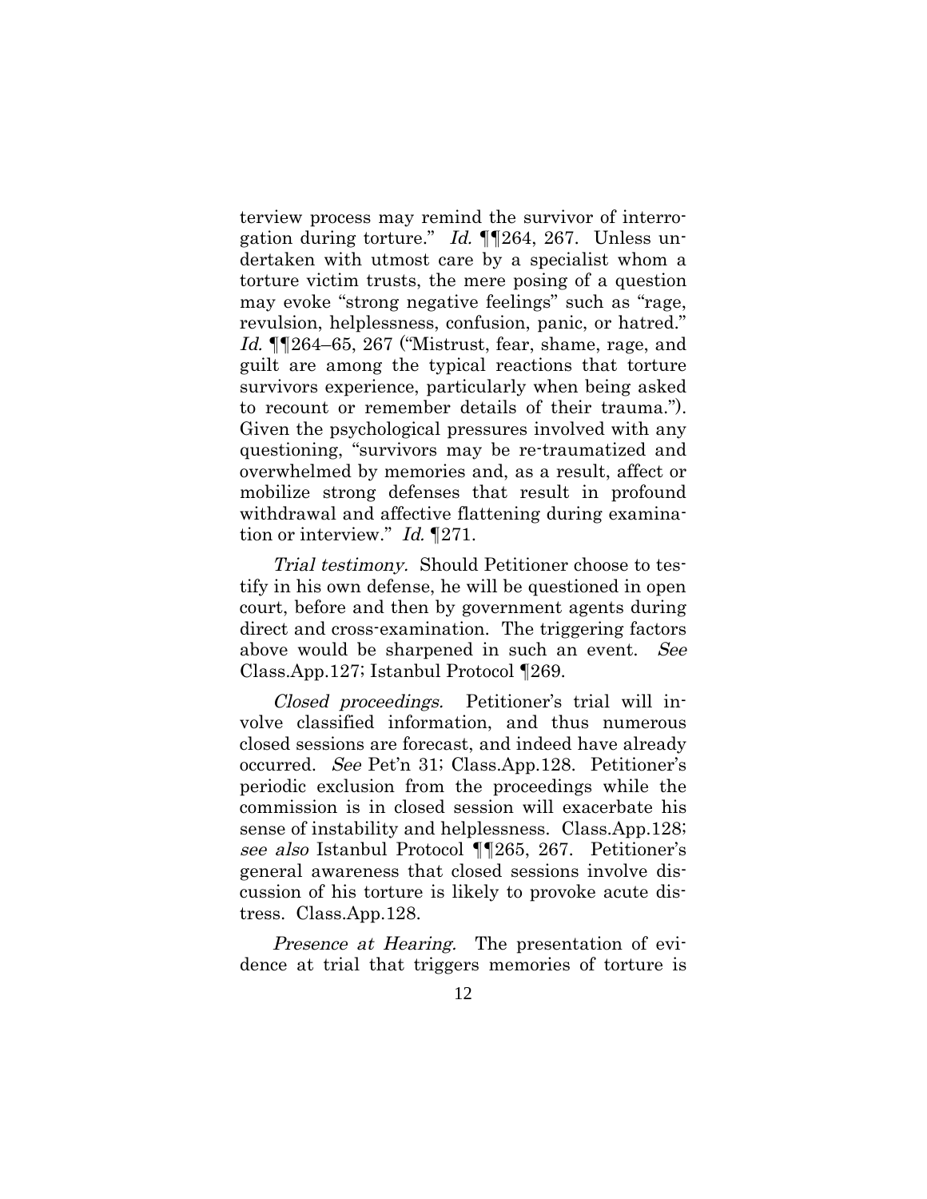terview process may remind the survivor of interrogation during torture." *Id.* ¶¶264, 267. Unless undertaken with utmost care by a specialist whom a torture victim trusts, the mere posing of a question may evoke "strong negative feelings" such as "rage, revulsion, helplessness, confusion, panic, or hatred." *Id.* ¶¶264–65, 267 ("Mistrust, fear, shame, rage, and guilt are among the typical reactions that torture survivors experience, particularly when being asked to recount or remember details of their trauma."). Given the psychological pressures involved with any questioning, "survivors may be re-traumatized and overwhelmed by memories and, as a result, affect or mobilize strong defenses that result in profound withdrawal and affective flattening during examination or interview." *Id.* ¶271.

*Trial testimony.* Should Petitioner choose to testify in his own defense, he will be questioned in open court, before and then by government agents during direct and cross-examination. The triggering factors above would be sharpened in such an event. *See* Class.App.127; Istanbul Protocol ¶269.

*Closed proceedings.* Petitioner's trial will involve classified information, and thus numerous closed sessions are forecast, and indeed have already occurred. *See* Pet'n 31; Class.App.128. Petitioner's periodic exclusion from the proceedings while the commission is in closed session will exacerbate his sense of instability and helplessness. Class.App.128; *see also* Istanbul Protocol ¶¶265, 267. Petitioner's general awareness that closed sessions involve discussion of his torture is likely to provoke acute distress. Class.App.128.

*Presence at Hearing.* The presentation of evidence at trial that triggers memories of torture is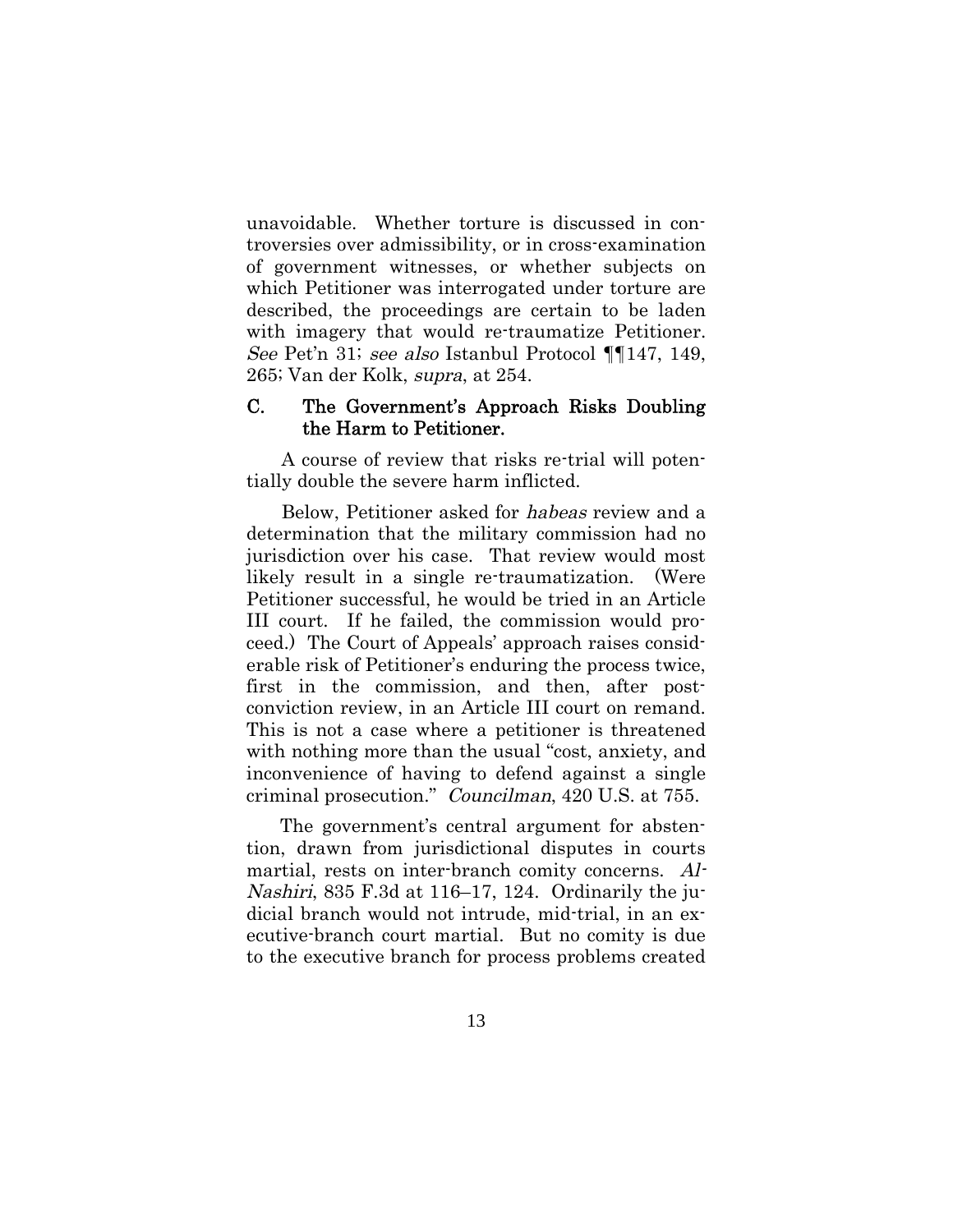unavoidable. Whether torture is discussed in controversies over admissibility, or in cross-examination of government witnesses, or whether subjects on which Petitioner was interrogated under torture are described, the proceedings are certain to be laden with imagery that would re-traumatize Petitioner. *See* Pet'n 31; *see also* Istanbul Protocol ¶¶147, 149, 265; Van der Kolk, *supra*, at 254.

### C. The Government's Approach Risks Doubling the Harm to Petitioner.

A course of review that risks re-trial will potentially double the severe harm inflicted.

Below, Petitioner asked for *habeas* review and a determination that the military commission had no jurisdiction over his case. That review would most likely result in a single re-traumatization. (Were Petitioner successful, he would be tried in an Article III court. If he failed, the commission would proceed.) The Court of Appeals' approach raises considerable risk of Petitioner's enduring the process twice, first in the commission, and then, after post-conviction review, in an Article III court on remand. This is not a case where a petitioner is threatened with nothing more than the usual "cost, anxiety, and inconvenience of having to defend against a single criminal prosecution." *Councilman*, 420 U.S. at 755.

The government's central argument for abstention, drawn from jurisdictional disputes in courts martial, rests on inter-branch comity concerns. *Al-Nashiri*, 835 F.3d at 116–17, 124. Ordinarily the judicial branch would not intrude, mid-trial, in an executive-branch court martial. But no comity is due to the executive branch for process problems created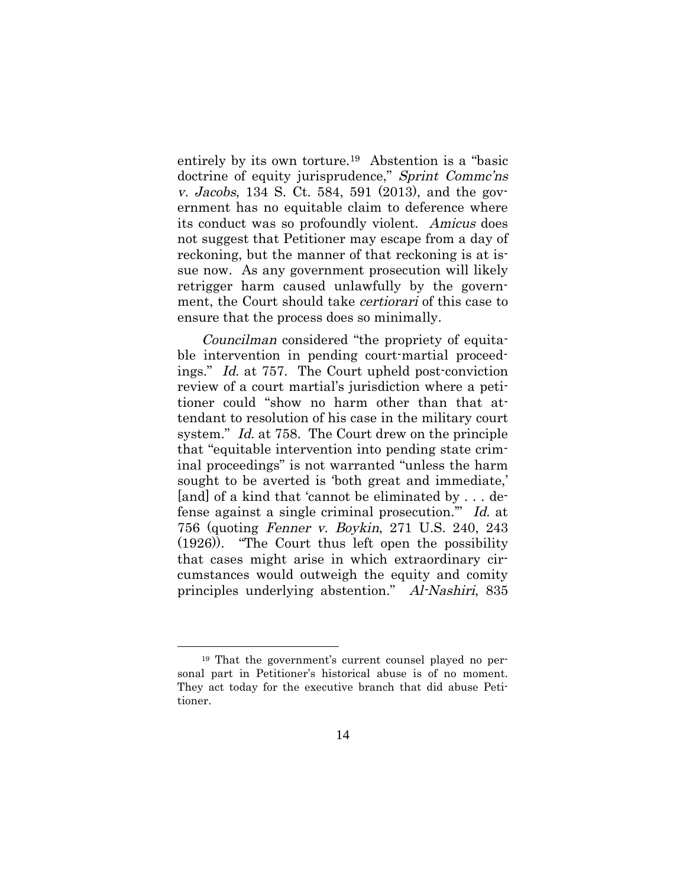entirely by its own torture.[19] Abstention is a "basic doctrine of equity jurisprudence," *Sprint Commc'ns v. Jacobs*, 134 S. Ct. 584, 591 (2013), and the government has no equitable claim to deference where its conduct was so profoundly violent. *Amicus* does not suggest that Petitioner may escape from a day of reckoning, but the manner of that reckoning is at issue now. As any government prosecution will likely retrigger harm caused unlawfully by the government, the Court should take *certiorari* of this case to ensure that the process does so minimally.

*Councilman* considered "the propriety of equitable intervention in pending court-martial proceedings." *Id.* at 757. The Court upheld post-conviction review of a court martial's jurisdiction where a petitioner could "show no harm other than that attendant to resolution of his case in the military court system." *Id.* at 758. The Court drew on the principle that "equitable intervention into pending state criminal proceedings" is not warranted "unless the harm sought to be averted is 'both great and immediate,' [and] of a kind that 'cannot be eliminated by . . . defense against a single criminal prosecution.'" *Id.* at 756 (quoting *Fenner v. Boykin*, 271 U.S. 240, 243 (1926)). "The Court thus left open the possibility that cases might arise in which extraordinary circumstances would outweigh the equity and comity principles underlying abstention." *Al-Nashiri*, 835

[19] That the government's current counsel played no personal part in Petitioner's historical abuse is of no moment. They act today for the executive branch that did abuse Petitioner.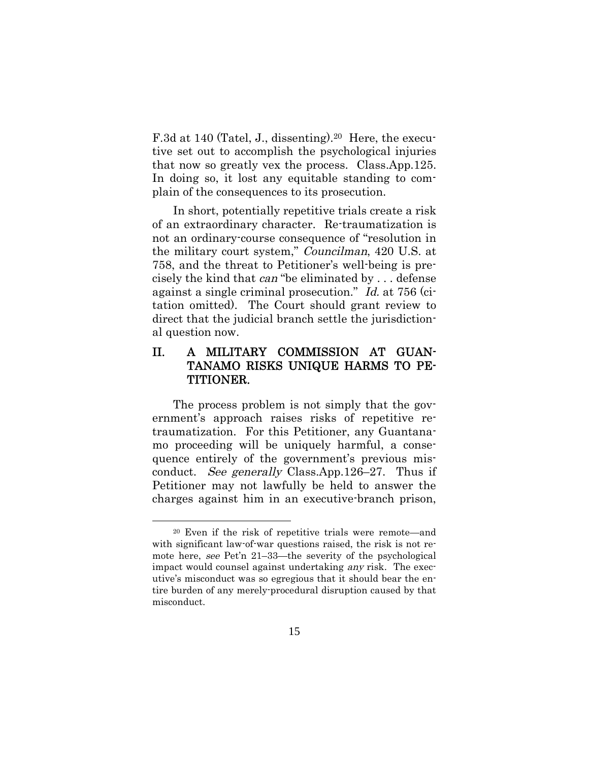F.3d at 140 (Tatel, J., dissenting).[20] Here, the executive set out to accomplish the psychological injuries that now so greatly vex the process. Class.App.125. In doing so, it lost any equitable standing to complain of the consequences to its prosecution.

In short, potentially repetitive trials create a risk of an extraordinary character. Re-traumatization is not an ordinary-course consequence of "resolution in the military court system," *Councilman*, 420 U.S. at 758, and the threat to Petitioner's well-being is precisely the kind that *can* "be eliminated by . . . defense against a single criminal prosecution." *Id.* at 756 (citation omitted). The Court should grant review to direct that the judicial branch settle the jurisdictional question now.

## II. A MILITARY COMMISSION AT GUANTANAMO RISKS UNIQUE HARMS TO PETITIONER.

The process problem is not simply that the government's approach raises risks of repetitive re-traumatization. For this Petitioner, any Guantanamo proceeding will be uniquely harmful, a consequence entirely of the government's previous misconduct. *See generally* Class.App.126–27. Thus if Petitioner may not lawfully be held to answer the charges against him in an executive-branch prison,

---

[20] Even if the risk of repetitive trials were remote—and with significant law-of-war questions raised, the risk is not remote here, *see* Pet'n 21–33—the severity of the psychological impact would counsel against undertaking *any* risk. The executive's misconduct was so egregious that it should bear the entire burden of any merely-procedural disruption caused by that misconduct.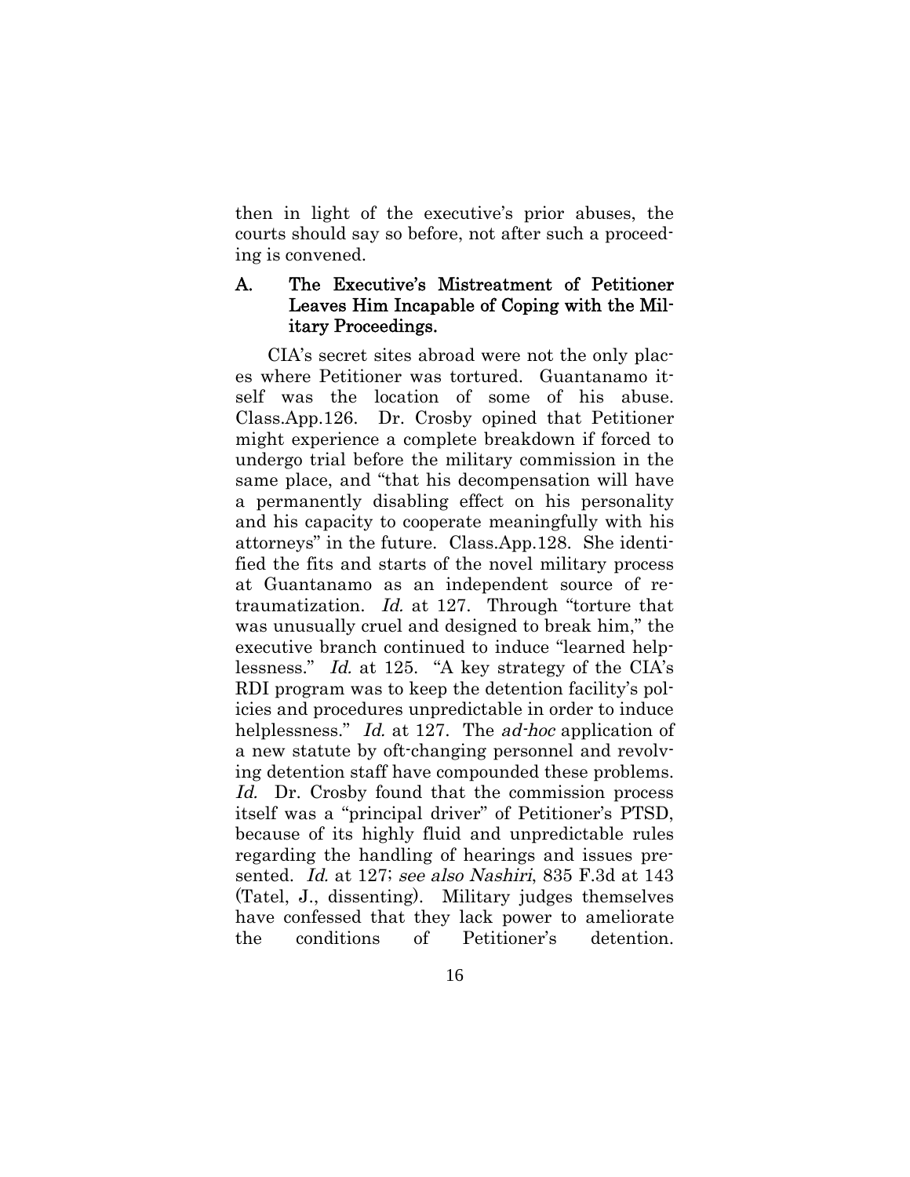then in light of the executive's prior abuses, the courts should say so before, not after such a proceeding is convened.

### A. The Executive's Mistreatment of Petitioner Leaves Him Incapable of Coping with the Military Proceedings.

CIA's secret sites abroad were not the only places where Petitioner was tortured. Guantanamo itself was the location of some of his abuse. Class.App.126. Dr. Crosby opined that Petitioner might experience a complete breakdown if forced to undergo trial before the military commission in the same place, and "that his decompensation will have a permanently disabling effect on his personality and his capacity to cooperate meaningfully with his attorneys" in the future. Class.App.128. She identified the fits and starts of the novel military process at Guantanamo as an independent source of retraumatization. *Id.* at 127. Through "torture that was unusually cruel and designed to break him," the executive branch continued to induce "learned helplessness." *Id.* at 125. "A key strategy of the CIA's RDI program was to keep the detention facility's policies and procedures unpredictable in order to induce helplessness." *Id.* at 127. The *ad-hoc* application of a new statute by oft-changing personnel and revolving detention staff have compounded these problems. *Id.* Dr. Crosby found that the commission process itself was a "principal driver" of Petitioner's PTSD, because of its highly fluid and unpredictable rules regarding the handling of hearings and issues presented. *Id.* at 127; *see also Nashiri*, 835 F.3d at 143 (Tatel, J., dissenting). Military judges themselves have confessed that they lack power to ameliorate the conditions of Petitioner's detention.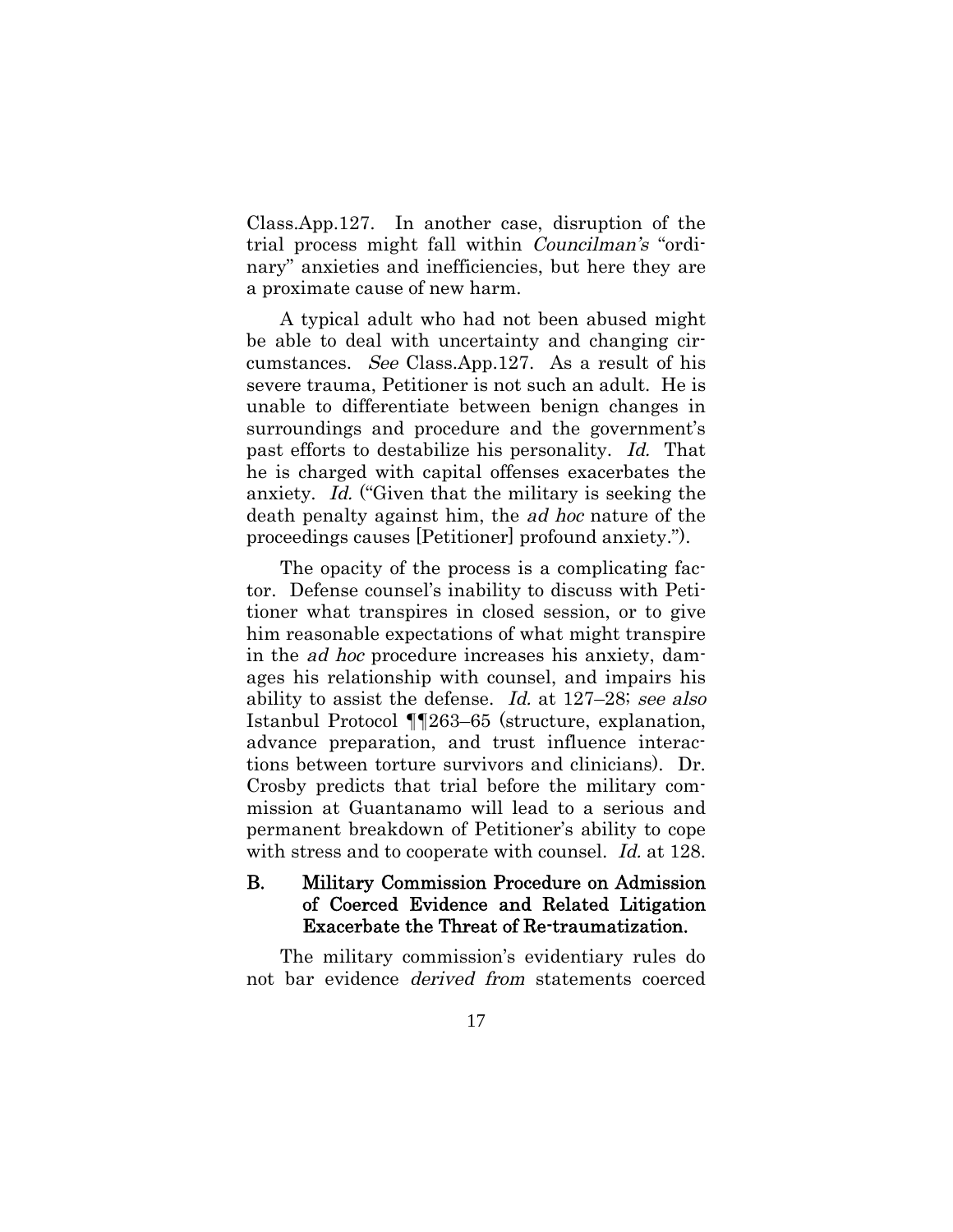Class.App.127. In another case, disruption of the trial process might fall within *Councilman's* "ordinary" anxieties and inefficiencies, but here they are a proximate cause of new harm.

A typical adult who had not been abused might be able to deal with uncertainty and changing circumstances. *See* Class.App.127. As a result of his severe trauma, Petitioner is not such an adult. He is unable to differentiate between benign changes in surroundings and procedure and the government's past efforts to destabilize his personality. *Id.* That he is charged with capital offenses exacerbates the anxiety. *Id.* ("Given that the military is seeking the death penalty against him, the *ad hoc* nature of the proceedings causes [Petitioner] profound anxiety.").

The opacity of the process is a complicating factor. Defense counsel's inability to discuss with Petitioner what transpires in closed session, or to give him reasonable expectations of what might transpire in the *ad hoc* procedure increases his anxiety, damages his relationship with counsel, and impairs his ability to assist the defense. *Id.* at 127–28; *see also* Istanbul Protocol ¶¶263–65 (structure, explanation, advance preparation, and trust influence interactions between torture survivors and clinicians). Dr. Crosby predicts that trial before the military commission at Guantanamo will lead to a serious and permanent breakdown of Petitioner's ability to cope with stress and to cooperate with counsel. *Id.* at 128.

### B. Military Commission Procedure on Admission of Coerced Evidence and Related Litigation Exacerbate the Threat of Re-traumatization.

The military commission's evidentiary rules do not bar evidence *derived from* statements coerced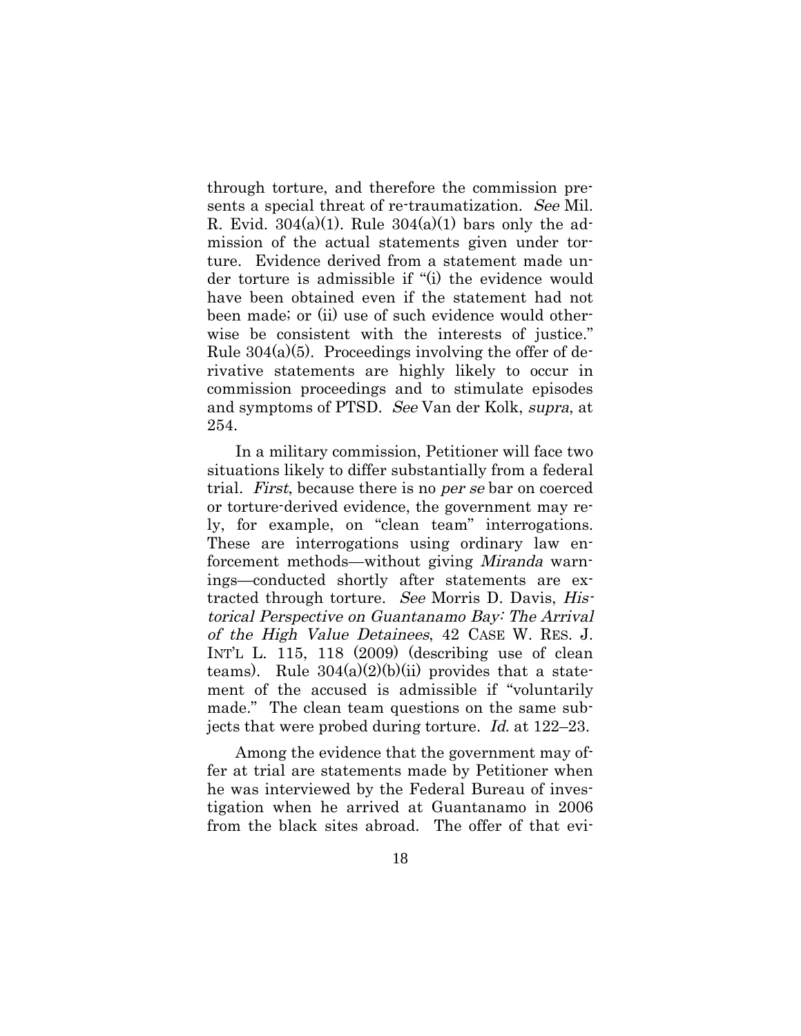through torture, and therefore the commission presents a special threat of re-traumatization. *See* Mil. R. Evid. 304(a)(1). Rule 304(a)(1) bars only the admission of the actual statements given under torture. Evidence derived from a statement made under torture is admissible if "(i) the evidence would have been obtained even if the statement had not been made; or (ii) use of such evidence would otherwise be consistent with the interests of justice." Rule 304(a)(5). Proceedings involving the offer of derivative statements are highly likely to occur in commission proceedings and to stimulate episodes and symptoms of PTSD. *See* Van der Kolk, *supra*, at 254.

In a military commission, Petitioner will face two situations likely to differ substantially from a federal trial. *First*, because there is no *per se* bar on coerced or torture-derived evidence, the government may rely, for example, on "clean team" interrogations. These are interrogations using ordinary law enforcement methods—without giving *Miranda* warnings—conducted shortly after statements are extracted through torture. *See* Morris D. Davis, *Historical Perspective on Guantanamo Bay: The Arrival of the High Value Detainees*, 42 CASE W. RES. J. INT'L L. 115, 118 (2009) (describing use of clean teams). Rule 304(a)(2)(b)(ii) provides that a statement of the accused is admissible if "voluntarily made." The clean team questions on the same subjects that were probed during torture. *Id.* at 122–23.

Among the evidence that the government may offer at trial are statements made by Petitioner when he was interviewed by the Federal Bureau of investigation when he arrived at Guantanamo in 2006 from the black sites abroad. The offer of that evi-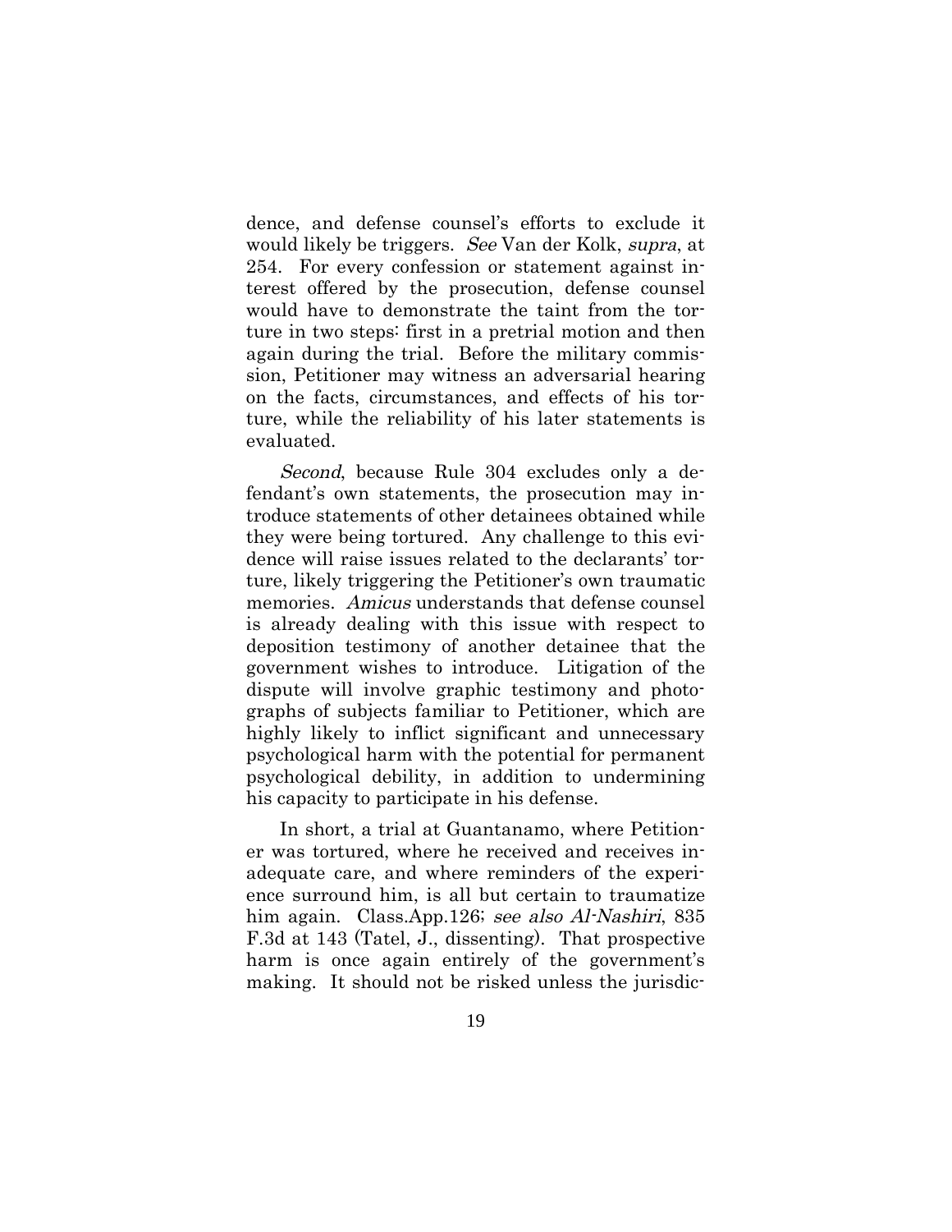dence, and defense counsel's efforts to exclude it would likely be triggers. *See* Van der Kolk, *supra*, at 254. For every confession or statement against interest offered by the prosecution, defense counsel would have to demonstrate the taint from the torture in two steps: first in a pretrial motion and then again during the trial. Before the military commission, Petitioner may witness an adversarial hearing on the facts, circumstances, and effects of his torture, while the reliability of his later statements is evaluated.

*Second*, because Rule 304 excludes only a defendant's own statements, the prosecution may introduce statements of other detainees obtained while they were being tortured. Any challenge to this evidence will raise issues related to the declarants' torture, likely triggering the Petitioner's own traumatic memories. *Amicus* understands that defense counsel is already dealing with this issue with respect to deposition testimony of another detainee that the government wishes to introduce. Litigation of the dispute will involve graphic testimony and photographs of subjects familiar to Petitioner, which are highly likely to inflict significant and unnecessary psychological harm with the potential for permanent psychological debility, in addition to undermining his capacity to participate in his defense.

In short, a trial at Guantanamo, where Petitioner was tortured, where he received and receives inadequate care, and where reminders of the experience surround him, is all but certain to traumatize him again. Class.App.126; *see also Al-Nashiri*, 835 F.3d at 143 (Tatel, J., dissenting). That prospective harm is once again entirely of the government's making. It should not be risked unless the jurisdic-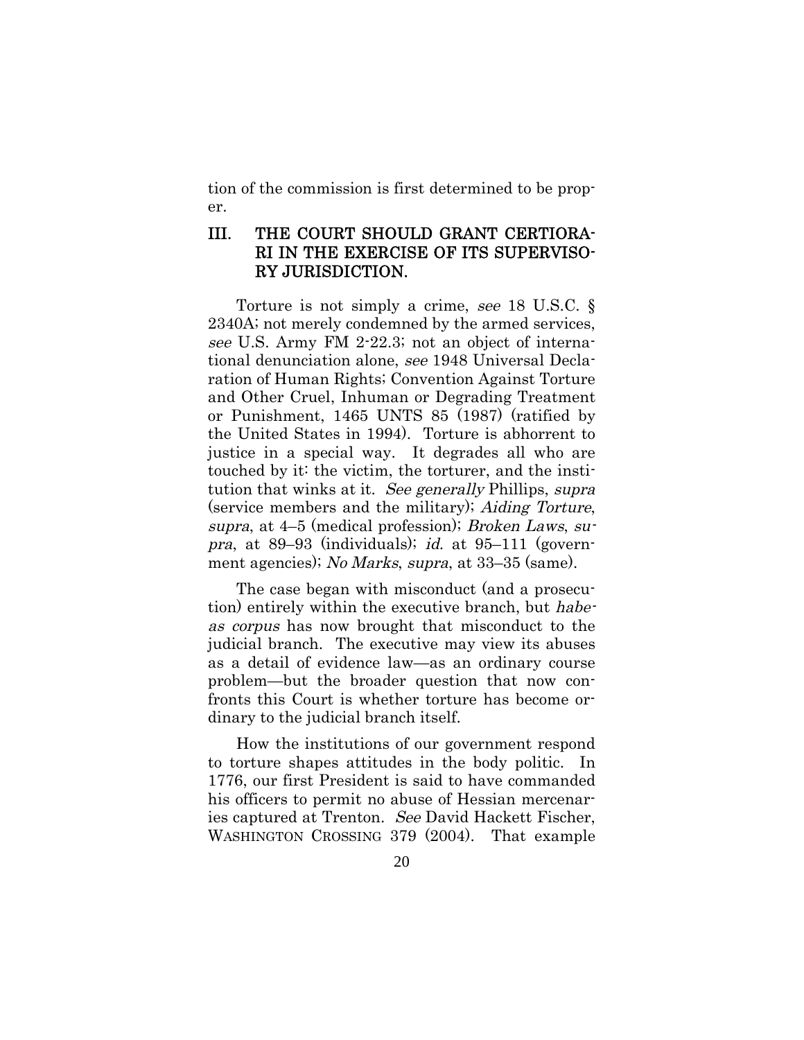tion of the commission is first determined to be proper.

## III. THE COURT SHOULD GRANT CERTIORARI IN THE EXERCISE OF ITS SUPERVISORY JURISDICTION.

Torture is not simply a crime, *see* 18 U.S.C. § 2340A; not merely condemned by the armed services, *see* U.S. Army FM 2-22.3; not an object of international denunciation alone, *see* 1948 Universal Declaration of Human Rights; Convention Against Torture and Other Cruel, Inhuman or Degrading Treatment or Punishment, 1465 UNTS 85 (1987) (ratified by the United States in 1994). Torture is abhorrent to justice in a special way. It degrades all who are touched by it: the victim, the torturer, and the institution that winks at it. *See generally* Phillips, *supra* (service members and the military); *Aiding Torture*, *supra*, at 4–5 (medical profession); *Broken Laws*, *supra*, at 89–93 (individuals); *id.* at 95–111 (government agencies); *No Marks*, *supra*, at 33–35 (same).

The case began with misconduct (and a prosecution) entirely within the executive branch, but *habeas corpus* has now brought that misconduct to the judicial branch. The executive may view its abuses as a detail of evidence law—as an ordinary course problem—but the broader question that now confronts this Court is whether torture has become ordinary to the judicial branch itself.

How the institutions of our government respond to torture shapes attitudes in the body politic. In 1776, our first President is said to have commanded his officers to permit no abuse of Hessian mercenaries captured at Trenton. *See* David Hackett Fischer, WASHINGTON CROSSING 379 (2004). That example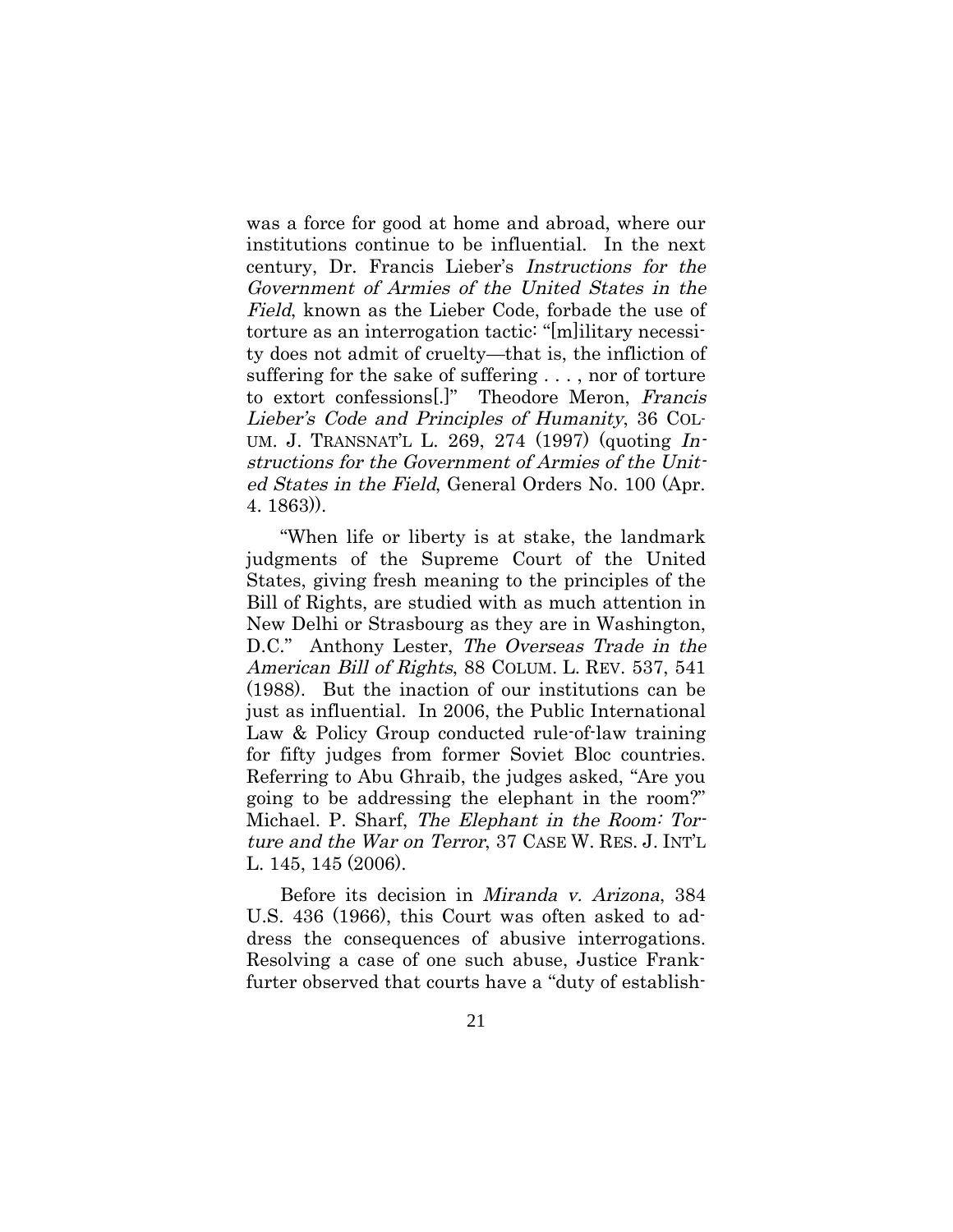was a force for good at home and abroad, where our institutions continue to be influential. In the next century, Dr. Francis Lieber's *Instructions for the Government of Armies of the United States in the Field*, known as the Lieber Code, forbade the use of torture as an interrogation tactic: "[m]ilitary necessity does not admit of cruelty—that is, the infliction of suffering for the sake of suffering . . . , nor of torture to extort confessions[.]" Theodore Meron, *Francis Lieber's Code and Principles of Humanity*, 36 COLUM. J. TRANSNAT'L L. 269, 274 (1997) (quoting *Instructions for the Government of Armies of the United States in the Field*, General Orders No. 100 (Apr. 4. 1863)).

"When life or liberty is at stake, the landmark judgments of the Supreme Court of the United States, giving fresh meaning to the principles of the Bill of Rights, are studied with as much attention in New Delhi or Strasbourg as they are in Washington, D.C." Anthony Lester, *The Overseas Trade in the American Bill of Rights*, 88 COLUM. L. REV. 537, 541 (1988). But the inaction of our institutions can be just as influential. In 2006, the Public International Law & Policy Group conducted rule-of-law training for fifty judges from former Soviet Bloc countries. Referring to Abu Ghraib, the judges asked, "Are you going to be addressing the elephant in the room?" Michael. P. Sharf, *The Elephant in the Room: Torture and the War on Terror*, 37 CASE W. RES. J. INT'L L. 145, 145 (2006).

Before its decision in *Miranda v. Arizona*, 384 U.S. 436 (1966), this Court was often asked to address the consequences of abusive interrogations. Resolving a case of one such abuse, Justice Frankfurter observed that courts have a "duty of establish-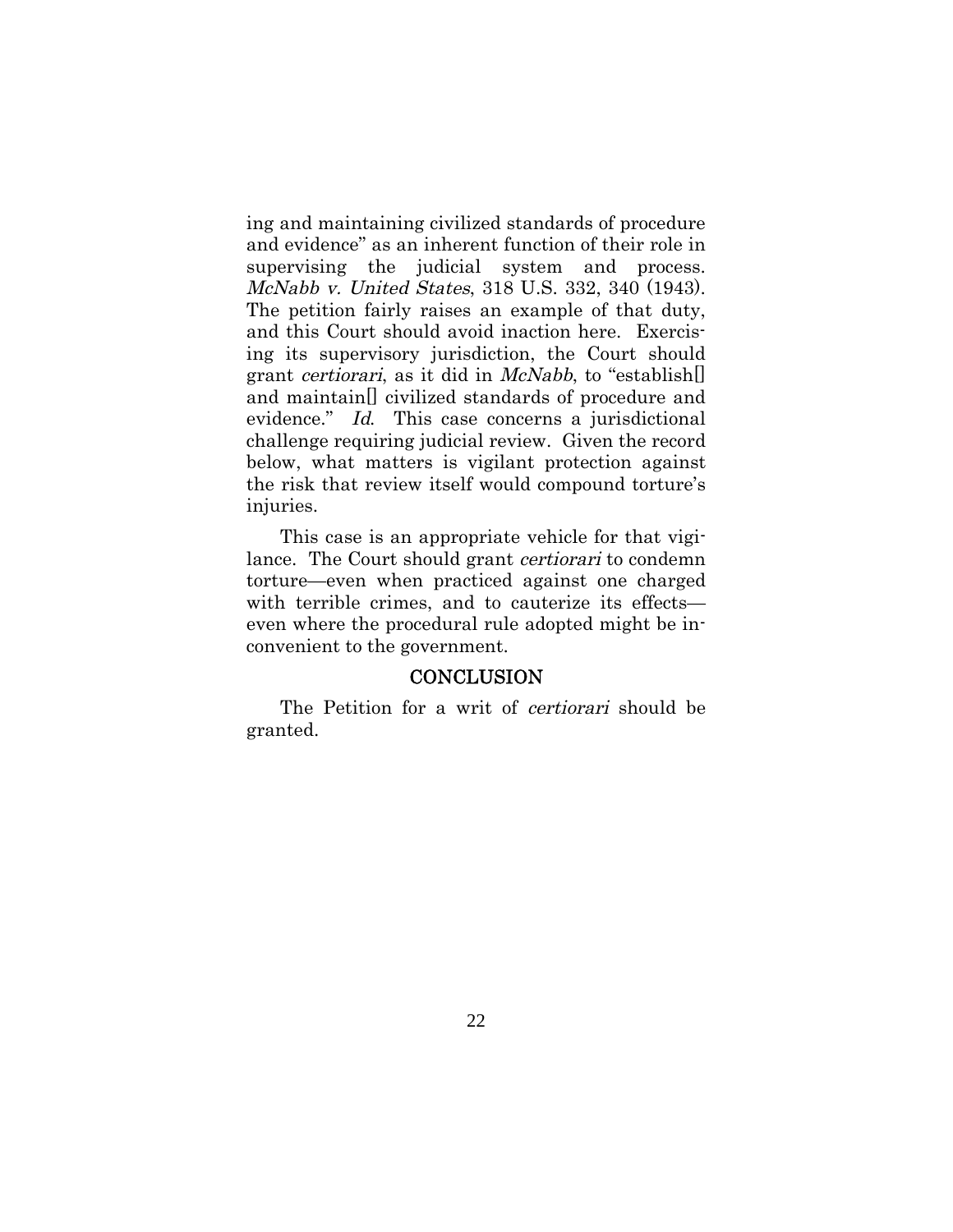ing and maintaining civilized standards of procedure and evidence" as an inherent function of their role in supervising the judicial system and process. *McNabb v. United States*, 318 U.S. 332, 340 (1943). The petition fairly raises an example of that duty, and this Court should avoid inaction here. Exercising its supervisory jurisdiction, the Court should grant *certiorari*, as it did in *McNabb*, to "establish[] and maintain[] civilized standards of procedure and evidence." *Id.* This case concerns a jurisdictional challenge requiring judicial review. Given the record below, what matters is vigilant protection against the risk that review itself would compound torture's injuries.

This case is an appropriate vehicle for that vigilance. The Court should grant *certiorari* to condemn torture—even when practiced against one charged with terrible crimes, and to cauterize its effects—even where the procedural rule adopted might be inconvenient to the government.

## CONCLUSION

The Petition for a writ of *certiorari* should be granted.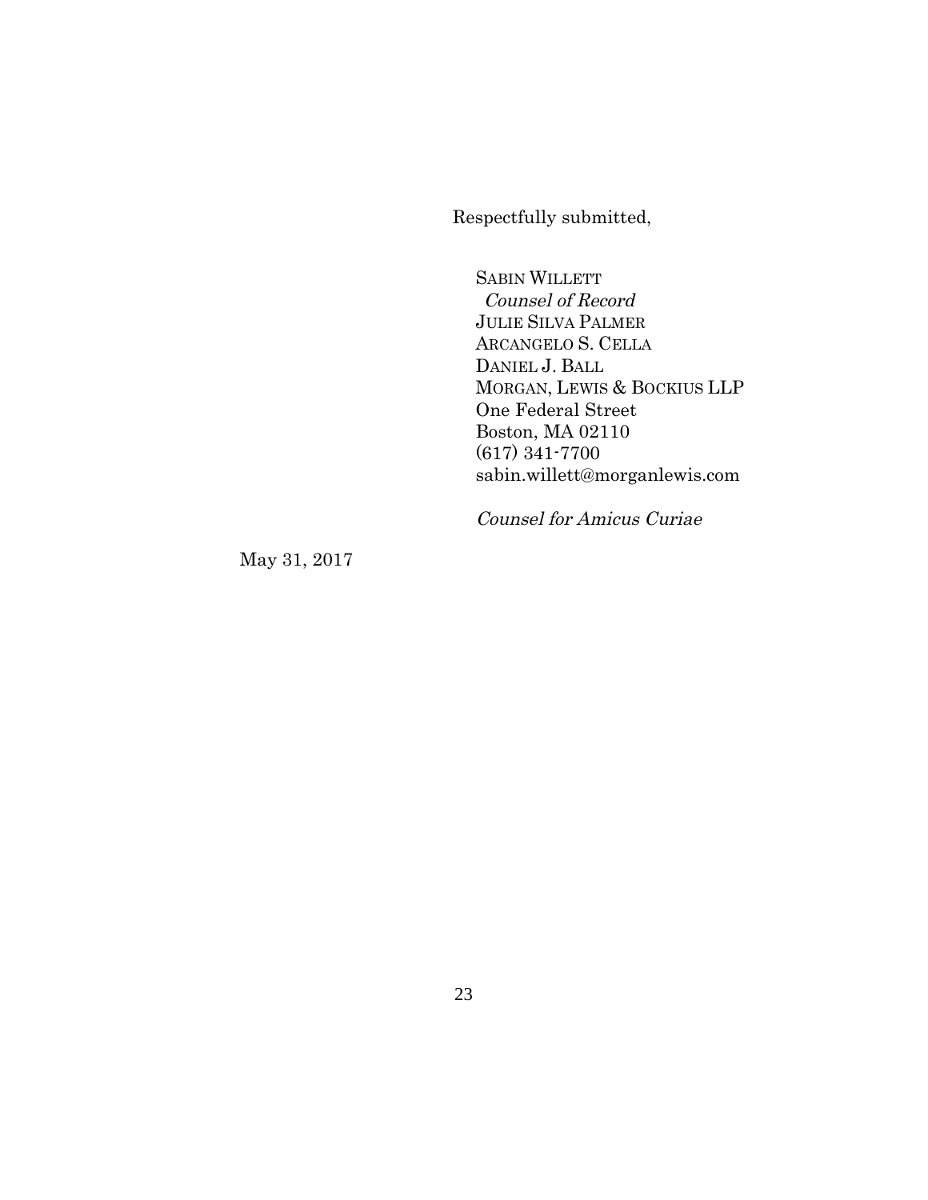Respectfully submitted,

SABIN WILLETT
*Counsel of Record*
JULIE SILVA PALMER
ARCANGELO S. CELLA
DANIEL J. BALL
MORGAN, LEWIS & BOCKIUS LLP
One Federal Street
Boston, MA 02110
(617) 341-7700
sabin.willett@morganlewis.com

*Counsel for Amicus Curiae*

May 31, 2017